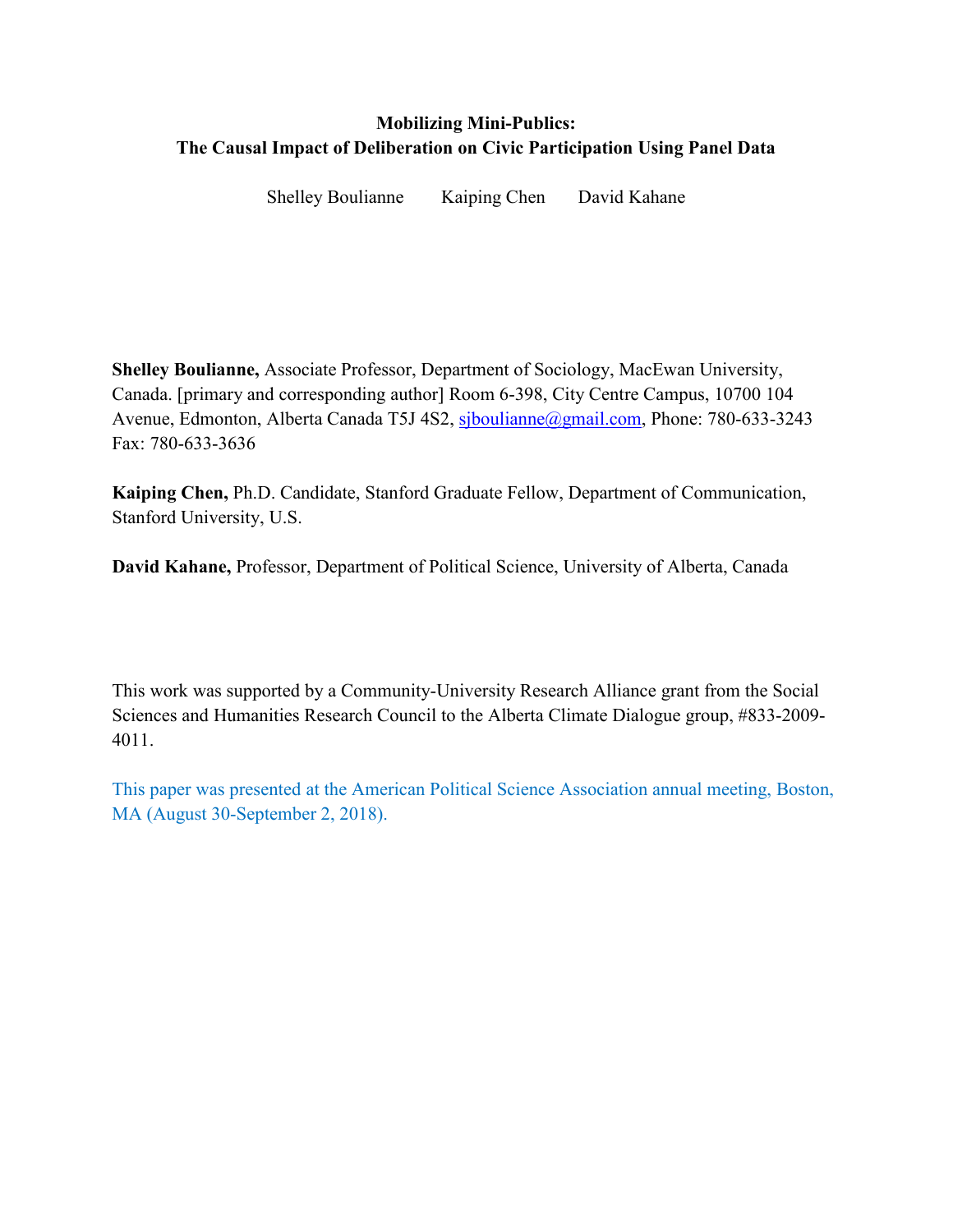**Mobilizing Mini-Publics:**
**The Causal Impact of Deliberation on Civic Participation Using Panel Data**

Shelley Boulianne Kaiping Chen David Kahane

**Shelley Boulianne,** Associate Professor, Department of Sociology, MacEwan University, Canada. [primary and corresponding author] Room 6-398, City Centre Campus, 10700 104 Avenue, Edmonton, Alberta Canada T5J 4S2, sjboulianne@gmail.com, Phone: 780-633-3243 Fax: 780-633-3636

**Kaiping Chen,** Ph.D. Candidate, Stanford Graduate Fellow, Department of Communication, Stanford University, U.S.

**David Kahane,** Professor, Department of Political Science, University of Alberta, Canada

This work was supported by a Community-University Research Alliance grant from the Social Sciences and Humanities Research Council to the Alberta Climate Dialogue group, #833-2009-4011.

This paper was presented at the American Political Science Association annual meeting, Boston, MA (August 30-September 2, 2018).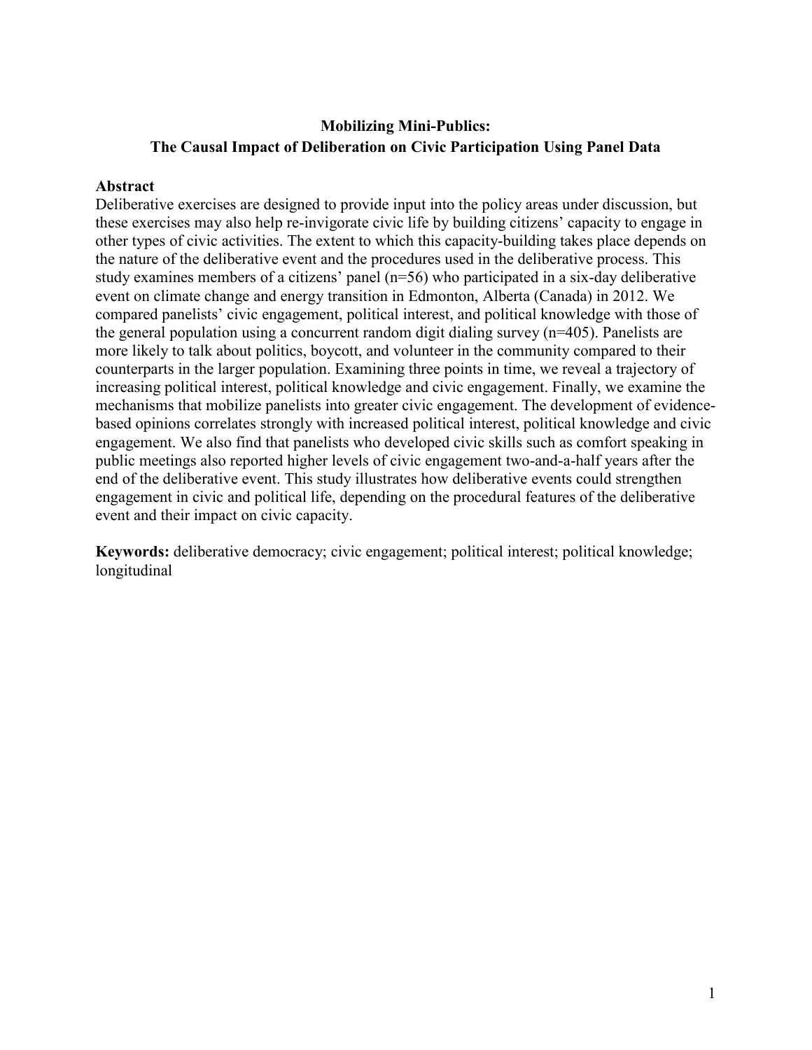**Mobilizing Mini-Publics:**
**The Causal Impact of Deliberation on Civic Participation Using Panel Data**

**Abstract**

Deliberative exercises are designed to provide input into the policy areas under discussion, but these exercises may also help re-invigorate civic life by building citizens' capacity to engage in other types of civic activities. The extent to which this capacity-building takes place depends on the nature of the deliberative event and the procedures used in the deliberative process. This study examines members of a citizens' panel (n=56) who participated in a six-day deliberative event on climate change and energy transition in Edmonton, Alberta (Canada) in 2012. We compared panelists' civic engagement, political interest, and political knowledge with those of the general population using a concurrent random digit dialing survey (n=405). Panelists are more likely to talk about politics, boycott, and volunteer in the community compared to their counterparts in the larger population. Examining three points in time, we reveal a trajectory of increasing political interest, political knowledge and civic engagement. Finally, we examine the mechanisms that mobilize panelists into greater civic engagement. The development of evidence-based opinions correlates strongly with increased political interest, political knowledge and civic engagement. We also find that panelists who developed civic skills such as comfort speaking in public meetings also reported higher levels of civic engagement two-and-a-half years after the end of the deliberative event. This study illustrates how deliberative events could strengthen engagement in civic and political life, depending on the procedural features of the deliberative event and their impact on civic capacity.

**Keywords:** deliberative democracy; civic engagement; political interest; political knowledge; longitudinal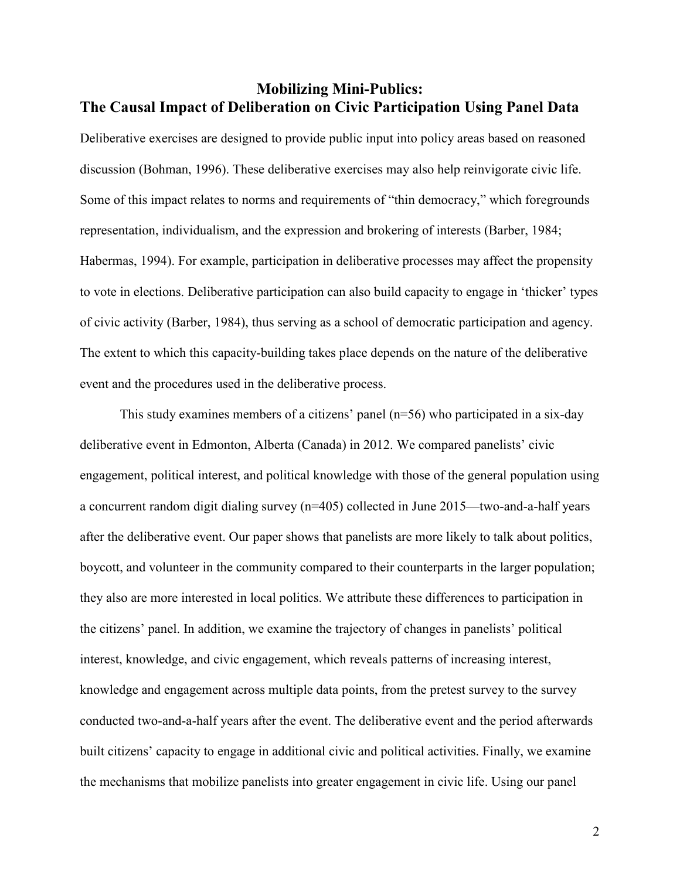# Mobilizing Mini-Publics:
# The Causal Impact of Deliberation on Civic Participation Using Panel Data

Deliberative exercises are designed to provide public input into policy areas based on reasoned discussion (Bohman, 1996). These deliberative exercises may also help reinvigorate civic life. Some of this impact relates to norms and requirements of "thin democracy," which foregrounds representation, individualism, and the expression and brokering of interests (Barber, 1984; Habermas, 1994). For example, participation in deliberative processes may affect the propensity to vote in elections. Deliberative participation can also build capacity to engage in 'thicker' types of civic activity (Barber, 1984), thus serving as a school of democratic participation and agency. The extent to which this capacity-building takes place depends on the nature of the deliberative event and the procedures used in the deliberative process.

This study examines members of a citizens' panel (n=56) who participated in a six-day deliberative event in Edmonton, Alberta (Canada) in 2012. We compared panelists' civic engagement, political interest, and political knowledge with those of the general population using a concurrent random digit dialing survey (n=405) collected in June 2015—two-and-a-half years after the deliberative event. Our paper shows that panelists are more likely to talk about politics, boycott, and volunteer in the community compared to their counterparts in the larger population; they also are more interested in local politics. We attribute these differences to participation in the citizens' panel. In addition, we examine the trajectory of changes in panelists' political interest, knowledge, and civic engagement, which reveals patterns of increasing interest, knowledge and engagement across multiple data points, from the pretest survey to the survey conducted two-and-a-half years after the event. The deliberative event and the period afterwards built citizens' capacity to engage in additional civic and political activities. Finally, we examine the mechanisms that mobilize panelists into greater engagement in civic life. Using our panel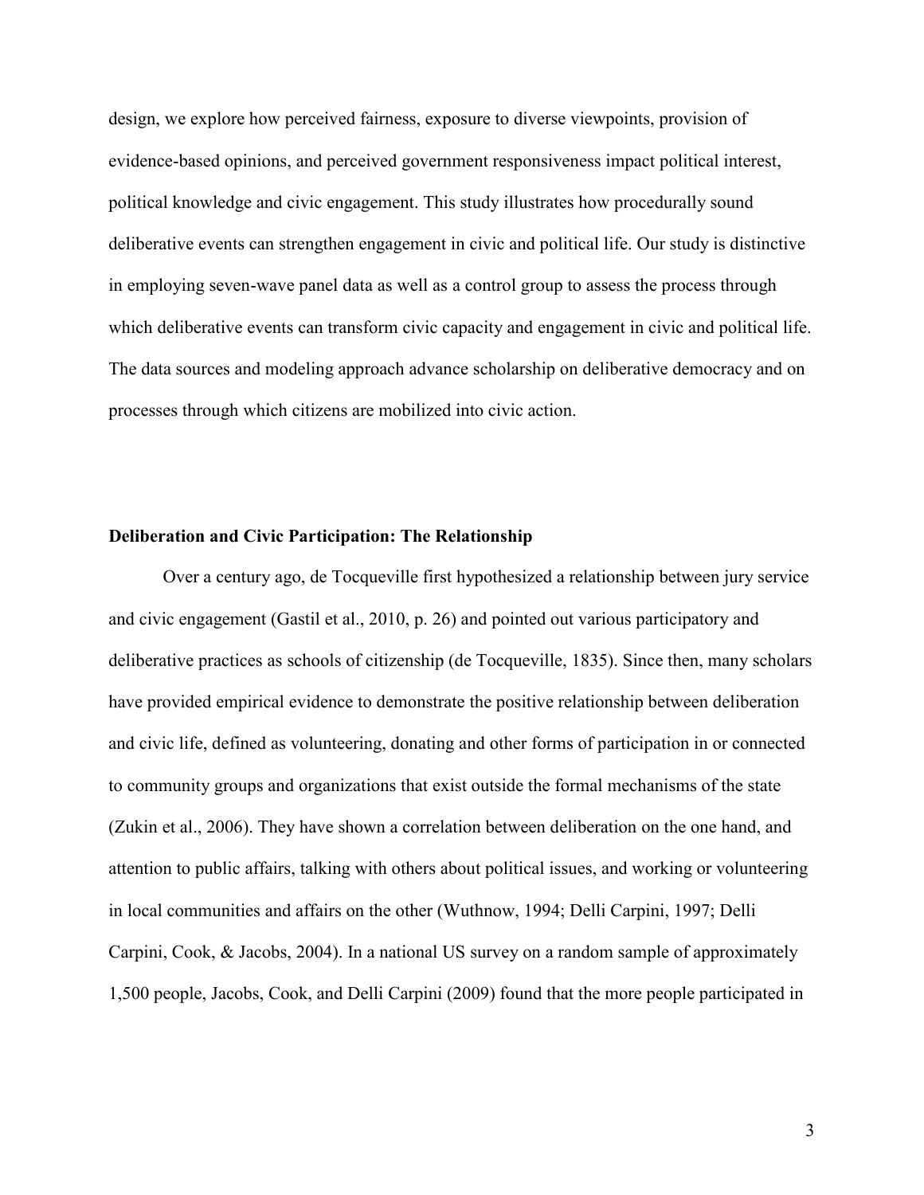design, we explore how perceived fairness, exposure to diverse viewpoints, provision of evidence-based opinions, and perceived government responsiveness impact political interest, political knowledge and civic engagement. This study illustrates how procedurally sound deliberative events can strengthen engagement in civic and political life. Our study is distinctive in employing seven-wave panel data as well as a control group to assess the process through which deliberative events can transform civic capacity and engagement in civic and political life. The data sources and modeling approach advance scholarship on deliberative democracy and on processes through which citizens are mobilized into civic action.

## Deliberation and Civic Participation: The Relationship

Over a century ago, de Tocqueville first hypothesized a relationship between jury service and civic engagement (Gastil et al., 2010, p. 26) and pointed out various participatory and deliberative practices as schools of citizenship (de Tocqueville, 1835). Since then, many scholars have provided empirical evidence to demonstrate the positive relationship between deliberation and civic life, defined as volunteering, donating and other forms of participation in or connected to community groups and organizations that exist outside the formal mechanisms of the state (Zukin et al., 2006). They have shown a correlation between deliberation on the one hand, and attention to public affairs, talking with others about political issues, and working or volunteering in local communities and affairs on the other (Wuthnow, 1994; Delli Carpini, 1997; Delli Carpini, Cook, & Jacobs, 2004). In a national US survey on a random sample of approximately 1,500 people, Jacobs, Cook, and Delli Carpini (2009) found that the more people participated in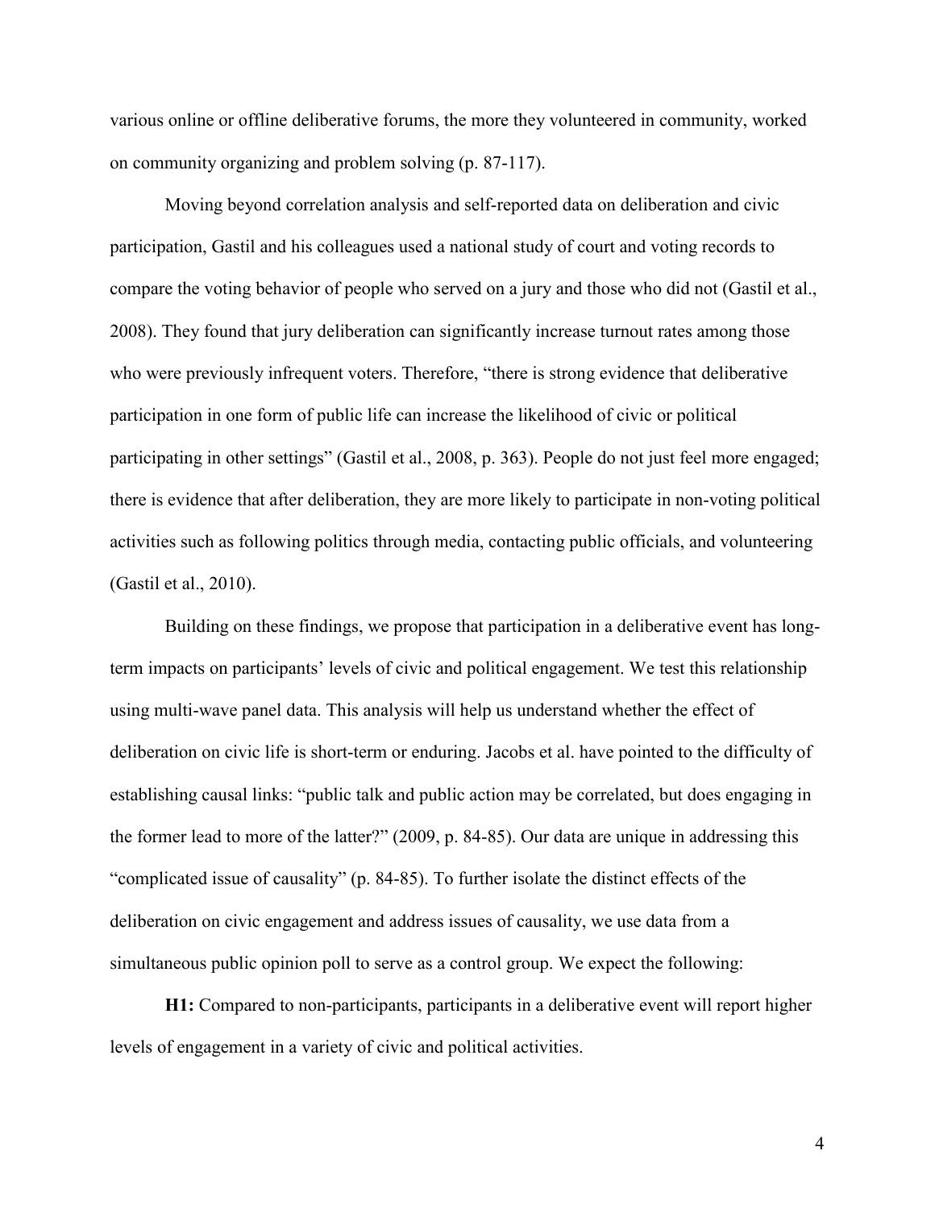various online or offline deliberative forums, the more they volunteered in community, worked on community organizing and problem solving (p. 87-117).

Moving beyond correlation analysis and self-reported data on deliberation and civic participation, Gastil and his colleagues used a national study of court and voting records to compare the voting behavior of people who served on a jury and those who did not (Gastil et al., 2008). They found that jury deliberation can significantly increase turnout rates among those who were previously infrequent voters. Therefore, "there is strong evidence that deliberative participation in one form of public life can increase the likelihood of civic or political participating in other settings" (Gastil et al., 2008, p. 363). People do not just feel more engaged; there is evidence that after deliberation, they are more likely to participate in non-voting political activities such as following politics through media, contacting public officials, and volunteering (Gastil et al., 2010).

Building on these findings, we propose that participation in a deliberative event has long-term impacts on participants' levels of civic and political engagement. We test this relationship using multi-wave panel data. This analysis will help us understand whether the effect of deliberation on civic life is short-term or enduring. Jacobs et al. have pointed to the difficulty of establishing causal links: "public talk and public action may be correlated, but does engaging in the former lead to more of the latter?" (2009, p. 84-85). Our data are unique in addressing this "complicated issue of causality" (p. 84-85). To further isolate the distinct effects of the deliberation on civic engagement and address issues of causality, we use data from a simultaneous public opinion poll to serve as a control group. We expect the following:

**H1:** Compared to non-participants, participants in a deliberative event will report higher levels of engagement in a variety of civic and political activities.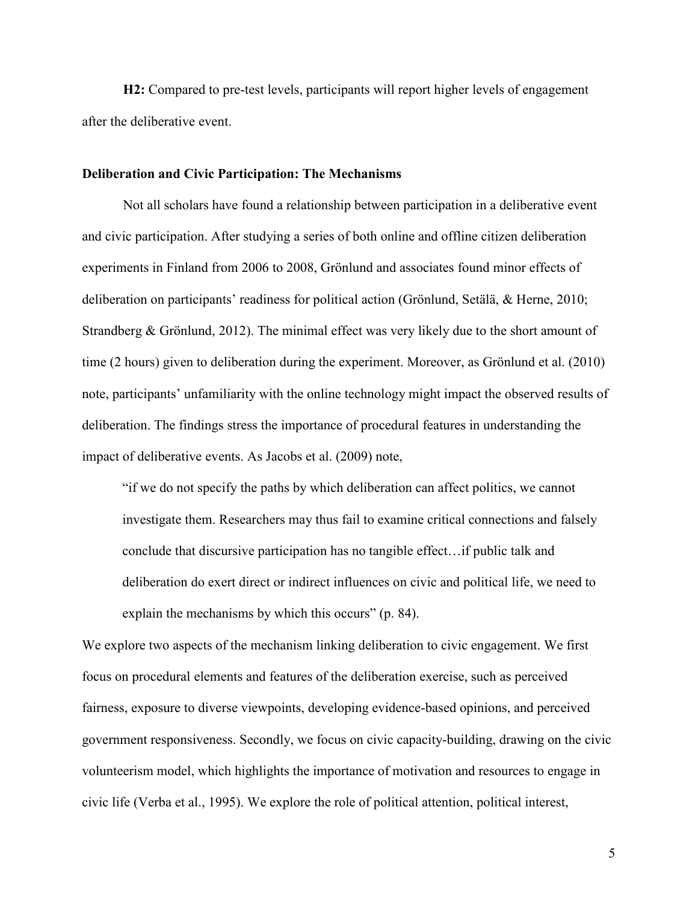**H2:** Compared to pre-test levels, participants will report higher levels of engagement after the deliberative event.

### Deliberation and Civic Participation: The Mechanisms

Not all scholars have found a relationship between participation in a deliberative event and civic participation. After studying a series of both online and offline citizen deliberation experiments in Finland from 2006 to 2008, Grönlund and associates found minor effects of deliberation on participants' readiness for political action (Grönlund, Setälä, & Herne, 2010; Strandberg & Grönlund, 2012). The minimal effect was very likely due to the short amount of time (2 hours) given to deliberation during the experiment. Moreover, as Grönlund et al. (2010) note, participants' unfamiliarity with the online technology might impact the observed results of deliberation. The findings stress the importance of procedural features in understanding the impact of deliberative events. As Jacobs et al. (2009) note,

> "if we do not specify the paths by which deliberation can affect politics, we cannot investigate them. Researchers may thus fail to examine critical connections and falsely conclude that discursive participation has no tangible effect…if public talk and deliberation do exert direct or indirect influences on civic and political life, we need to explain the mechanisms by which this occurs" (p. 84).

We explore two aspects of the mechanism linking deliberation to civic engagement. We first focus on procedural elements and features of the deliberation exercise, such as perceived fairness, exposure to diverse viewpoints, developing evidence-based opinions, and perceived government responsiveness. Secondly, we focus on civic capacity-building, drawing on the civic volunteerism model, which highlights the importance of motivation and resources to engage in civic life (Verba et al., 1995). We explore the role of political attention, political interest,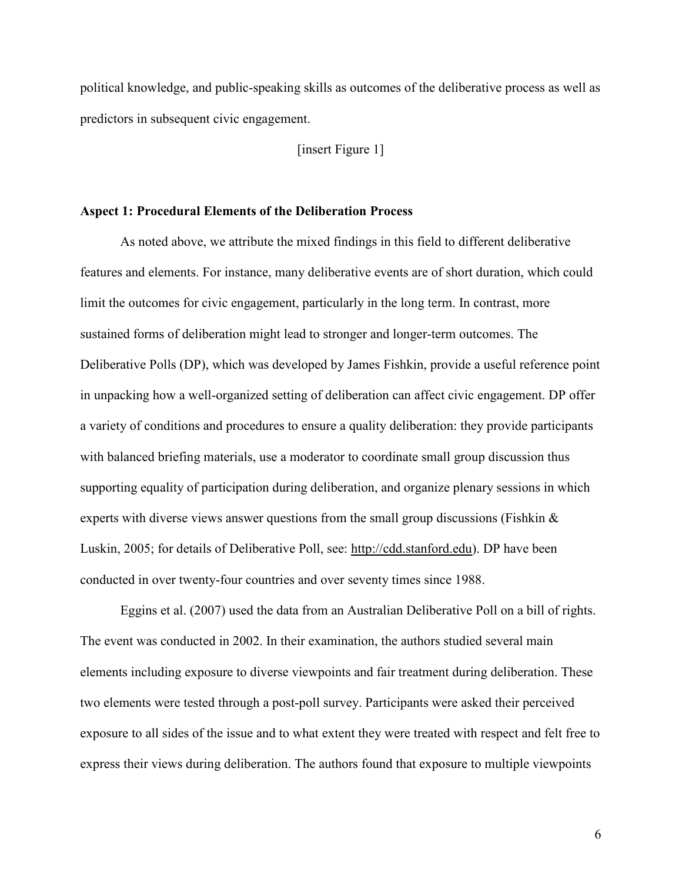political knowledge, and public-speaking skills as outcomes of the deliberative process as well as predictors in subsequent civic engagement.

[insert Figure 1]

**Aspect 1: Procedural Elements of the Deliberation Process**

As noted above, we attribute the mixed findings in this field to different deliberative features and elements. For instance, many deliberative events are of short duration, which could limit the outcomes for civic engagement, particularly in the long term. In contrast, more sustained forms of deliberation might lead to stronger and longer-term outcomes. The Deliberative Polls (DP), which was developed by James Fishkin, provide a useful reference point in unpacking how a well-organized setting of deliberation can affect civic engagement. DP offer a variety of conditions and procedures to ensure a quality deliberation: they provide participants with balanced briefing materials, use a moderator to coordinate small group discussion thus supporting equality of participation during deliberation, and organize plenary sessions in which experts with diverse views answer questions from the small group discussions (Fishkin & Luskin, 2005; for details of Deliberative Poll, see: http://cdd.stanford.edu). DP have been conducted in over twenty-four countries and over seventy times since 1988.

Eggins et al. (2007) used the data from an Australian Deliberative Poll on a bill of rights. The event was conducted in 2002. In their examination, the authors studied several main elements including exposure to diverse viewpoints and fair treatment during deliberation. These two elements were tested through a post-poll survey. Participants were asked their perceived exposure to all sides of the issue and to what extent they were treated with respect and felt free to express their views during deliberation. The authors found that exposure to multiple viewpoints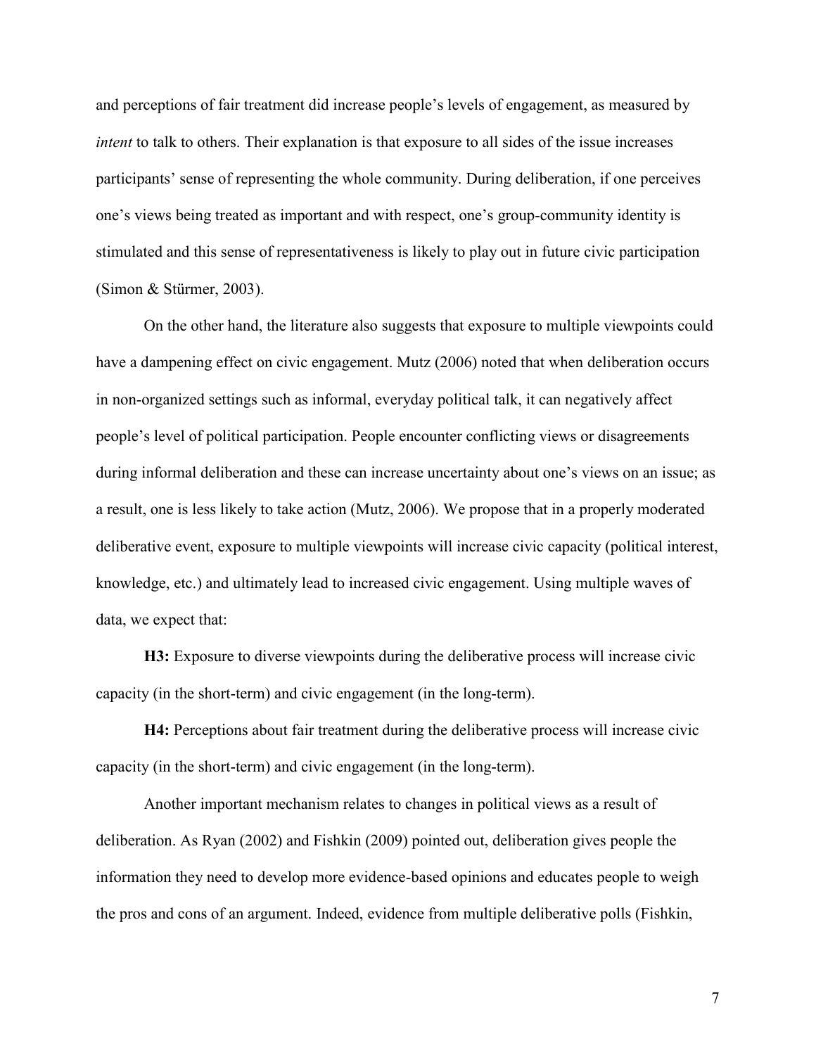and perceptions of fair treatment did increase people's levels of engagement, as measured by *intent* to talk to others. Their explanation is that exposure to all sides of the issue increases participants' sense of representing the whole community. During deliberation, if one perceives one's views being treated as important and with respect, one's group-community identity is stimulated and this sense of representativeness is likely to play out in future civic participation (Simon & Stürmer, 2003).

On the other hand, the literature also suggests that exposure to multiple viewpoints could have a dampening effect on civic engagement. Mutz (2006) noted that when deliberation occurs in non-organized settings such as informal, everyday political talk, it can negatively affect people's level of political participation. People encounter conflicting views or disagreements during informal deliberation and these can increase uncertainty about one's views on an issue; as a result, one is less likely to take action (Mutz, 2006). We propose that in a properly moderated deliberative event, exposure to multiple viewpoints will increase civic capacity (political interest, knowledge, etc.) and ultimately lead to increased civic engagement. Using multiple waves of data, we expect that:

**H3:** Exposure to diverse viewpoints during the deliberative process will increase civic capacity (in the short-term) and civic engagement (in the long-term).

**H4:** Perceptions about fair treatment during the deliberative process will increase civic capacity (in the short-term) and civic engagement (in the long-term).

Another important mechanism relates to changes in political views as a result of deliberation. As Ryan (2002) and Fishkin (2009) pointed out, deliberation gives people the information they need to develop more evidence-based opinions and educates people to weigh the pros and cons of an argument. Indeed, evidence from multiple deliberative polls (Fishkin,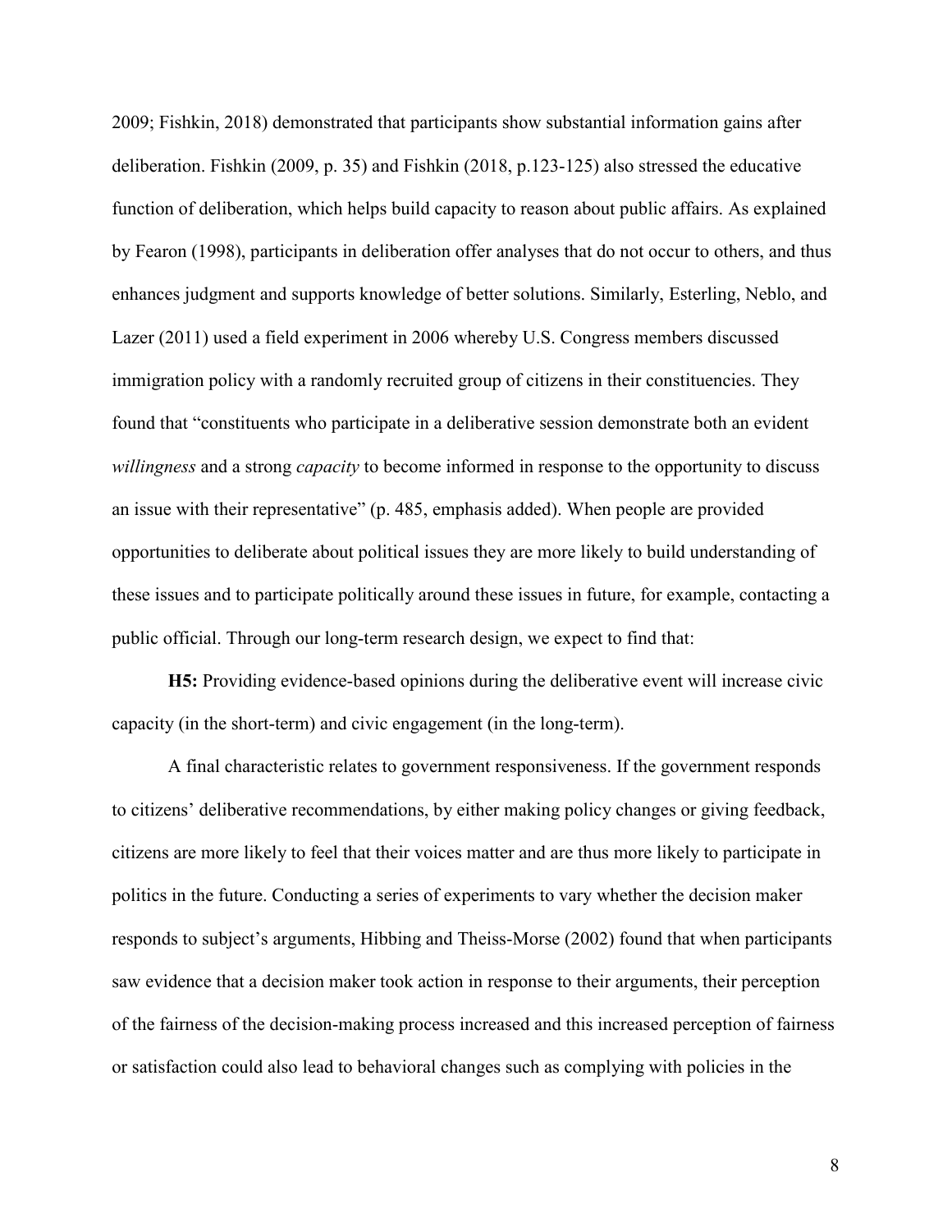2009; Fishkin, 2018) demonstrated that participants show substantial information gains after deliberation. Fishkin (2009, p. 35) and Fishkin (2018, p.123-125) also stressed the educative function of deliberation, which helps build capacity to reason about public affairs. As explained by Fearon (1998), participants in deliberation offer analyses that do not occur to others, and thus enhances judgment and supports knowledge of better solutions. Similarly, Esterling, Neblo, and Lazer (2011) used a field experiment in 2006 whereby U.S. Congress members discussed immigration policy with a randomly recruited group of citizens in their constituencies. They found that "constituents who participate in a deliberative session demonstrate both an evident *willingness* and a strong *capacity* to become informed in response to the opportunity to discuss an issue with their representative" (p. 485, emphasis added). When people are provided opportunities to deliberate about political issues they are more likely to build understanding of these issues and to participate politically around these issues in future, for example, contacting a public official. Through our long-term research design, we expect to find that:

**H5:** Providing evidence-based opinions during the deliberative event will increase civic capacity (in the short-term) and civic engagement (in the long-term).

A final characteristic relates to government responsiveness. If the government responds to citizens' deliberative recommendations, by either making policy changes or giving feedback, citizens are more likely to feel that their voices matter and are thus more likely to participate in politics in the future. Conducting a series of experiments to vary whether the decision maker responds to subject's arguments, Hibbing and Theiss-Morse (2002) found that when participants saw evidence that a decision maker took action in response to their arguments, their perception of the fairness of the decision-making process increased and this increased perception of fairness or satisfaction could also lead to behavioral changes such as complying with policies in the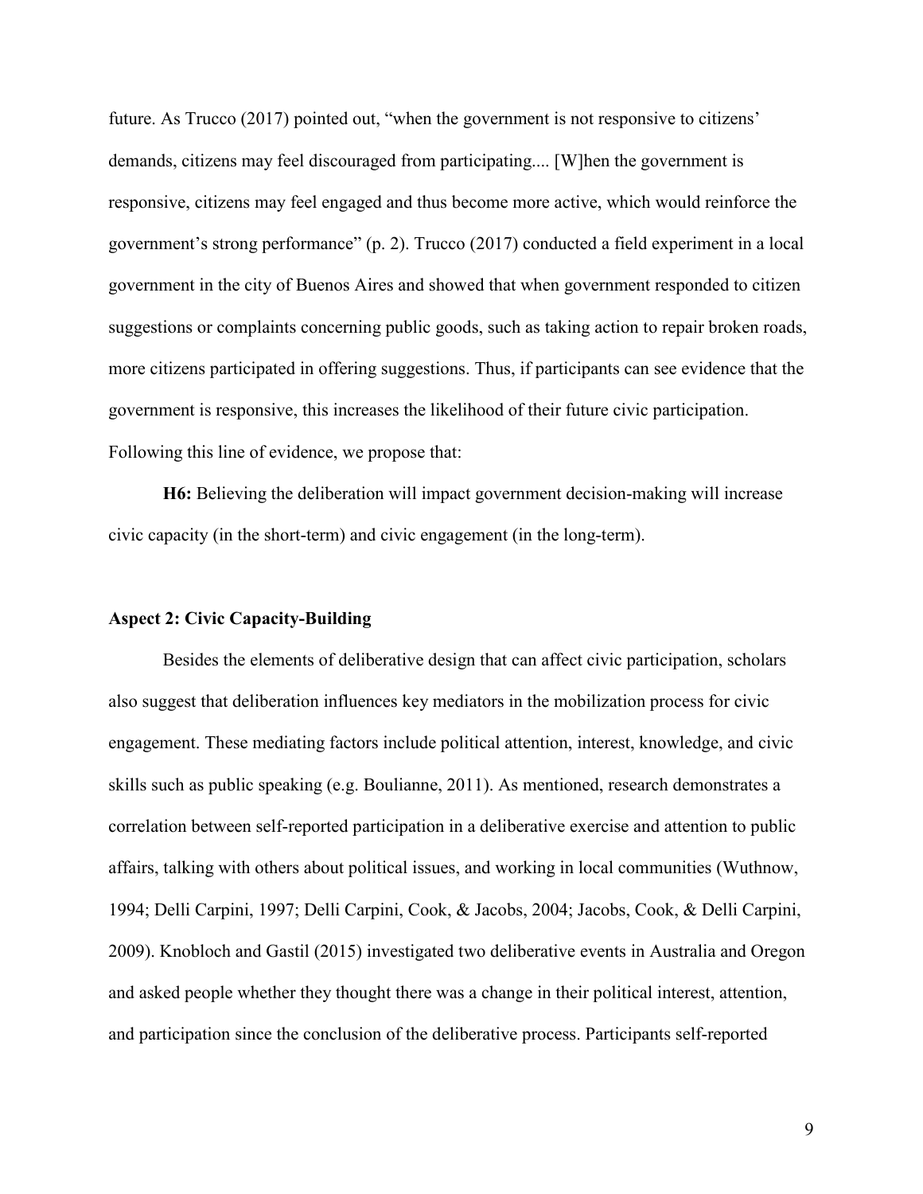future. As Trucco (2017) pointed out, "when the government is not responsive to citizens' demands, citizens may feel discouraged from participating.... [W]hen the government is responsive, citizens may feel engaged and thus become more active, which would reinforce the government's strong performance" (p. 2). Trucco (2017) conducted a field experiment in a local government in the city of Buenos Aires and showed that when government responded to citizen suggestions or complaints concerning public goods, such as taking action to repair broken roads, more citizens participated in offering suggestions. Thus, if participants can see evidence that the government is responsive, this increases the likelihood of their future civic participation. Following this line of evidence, we propose that:

**H6:** Believing the deliberation will impact government decision-making will increase civic capacity (in the short-term) and civic engagement (in the long-term).

**Aspect 2: Civic Capacity-Building**

Besides the elements of deliberative design that can affect civic participation, scholars also suggest that deliberation influences key mediators in the mobilization process for civic engagement. These mediating factors include political attention, interest, knowledge, and civic skills such as public speaking (e.g. Boulianne, 2011). As mentioned, research demonstrates a correlation between self-reported participation in a deliberative exercise and attention to public affairs, talking with others about political issues, and working in local communities (Wuthnow, 1994; Delli Carpini, 1997; Delli Carpini, Cook, & Jacobs, 2004; Jacobs, Cook, & Delli Carpini, 2009). Knobloch and Gastil (2015) investigated two deliberative events in Australia and Oregon and asked people whether they thought there was a change in their political interest, attention, and participation since the conclusion of the deliberative process. Participants self-reported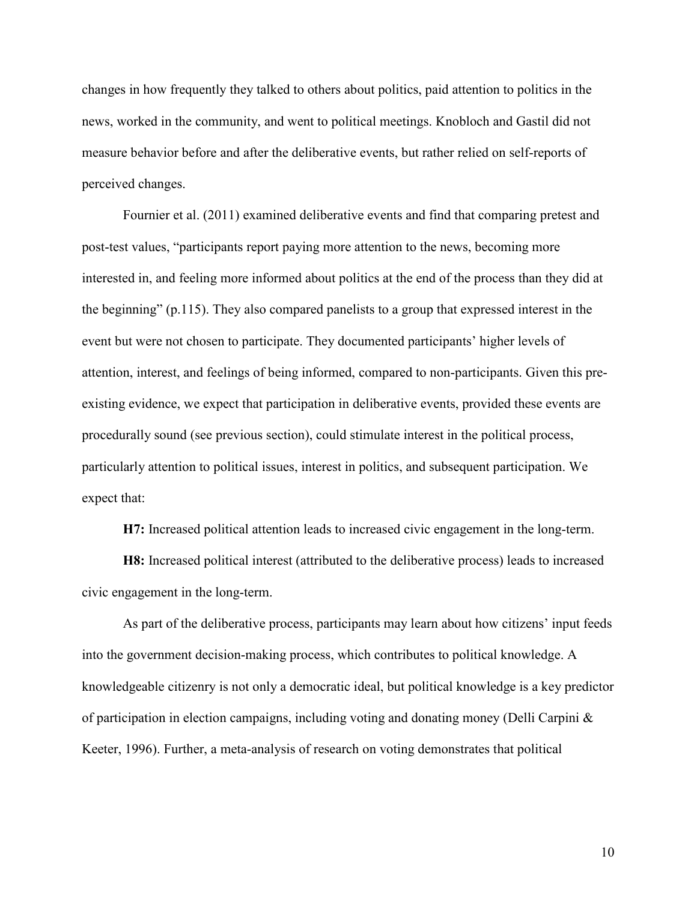changes in how frequently they talked to others about politics, paid attention to politics in the news, worked in the community, and went to political meetings. Knobloch and Gastil did not measure behavior before and after the deliberative events, but rather relied on self-reports of perceived changes.

Fournier et al. (2011) examined deliberative events and find that comparing pretest and post-test values, "participants report paying more attention to the news, becoming more interested in, and feeling more informed about politics at the end of the process than they did at the beginning" (p.115). They also compared panelists to a group that expressed interest in the event but were not chosen to participate. They documented participants' higher levels of attention, interest, and feelings of being informed, compared to non-participants. Given this pre-existing evidence, we expect that participation in deliberative events, provided these events are procedurally sound (see previous section), could stimulate interest in the political process, particularly attention to political issues, interest in politics, and subsequent participation. We expect that:

**H7:** Increased political attention leads to increased civic engagement in the long-term.

**H8:** Increased political interest (attributed to the deliberative process) leads to increased civic engagement in the long-term.

As part of the deliberative process, participants may learn about how citizens' input feeds into the government decision-making process, which contributes to political knowledge. A knowledgeable citizenry is not only a democratic ideal, but political knowledge is a key predictor of participation in election campaigns, including voting and donating money (Delli Carpini & Keeter, 1996). Further, a meta-analysis of research on voting demonstrates that political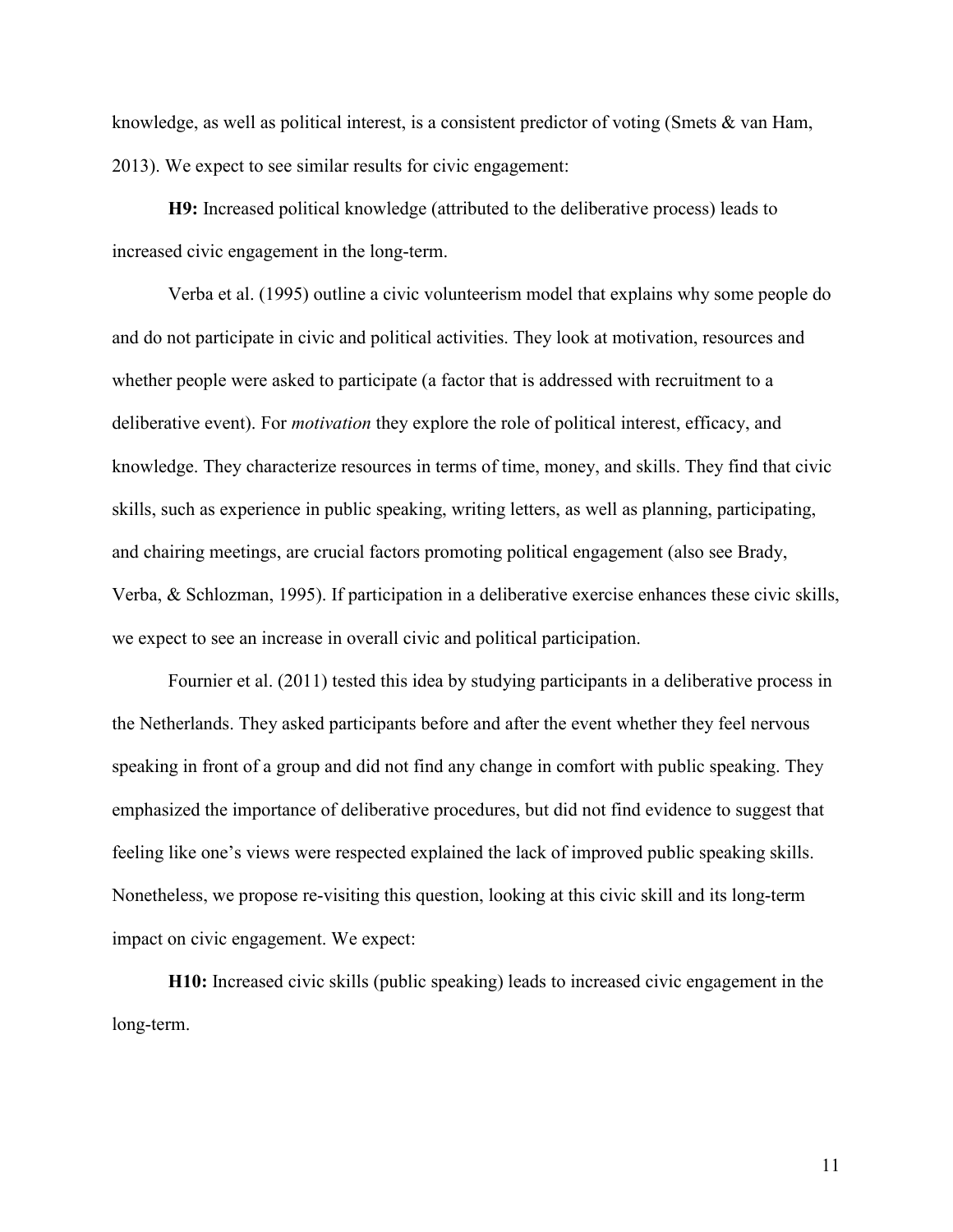knowledge, as well as political interest, is a consistent predictor of voting (Smets & van Ham, 2013). We expect to see similar results for civic engagement:

**H9:** Increased political knowledge (attributed to the deliberative process) leads to increased civic engagement in the long-term.

Verba et al. (1995) outline a civic volunteerism model that explains why some people do and do not participate in civic and political activities. They look at motivation, resources and whether people were asked to participate (a factor that is addressed with recruitment to a deliberative event). For *motivation* they explore the role of political interest, efficacy, and knowledge. They characterize resources in terms of time, money, and skills. They find that civic skills, such as experience in public speaking, writing letters, as well as planning, participating, and chairing meetings, are crucial factors promoting political engagement (also see Brady, Verba, & Schlozman, 1995). If participation in a deliberative exercise enhances these civic skills, we expect to see an increase in overall civic and political participation.

Fournier et al. (2011) tested this idea by studying participants in a deliberative process in the Netherlands. They asked participants before and after the event whether they feel nervous speaking in front of a group and did not find any change in comfort with public speaking. They emphasized the importance of deliberative procedures, but did not find evidence to suggest that feeling like one's views were respected explained the lack of improved public speaking skills. Nonetheless, we propose re-visiting this question, looking at this civic skill and its long-term impact on civic engagement. We expect:

**H10:** Increased civic skills (public speaking) leads to increased civic engagement in the long-term.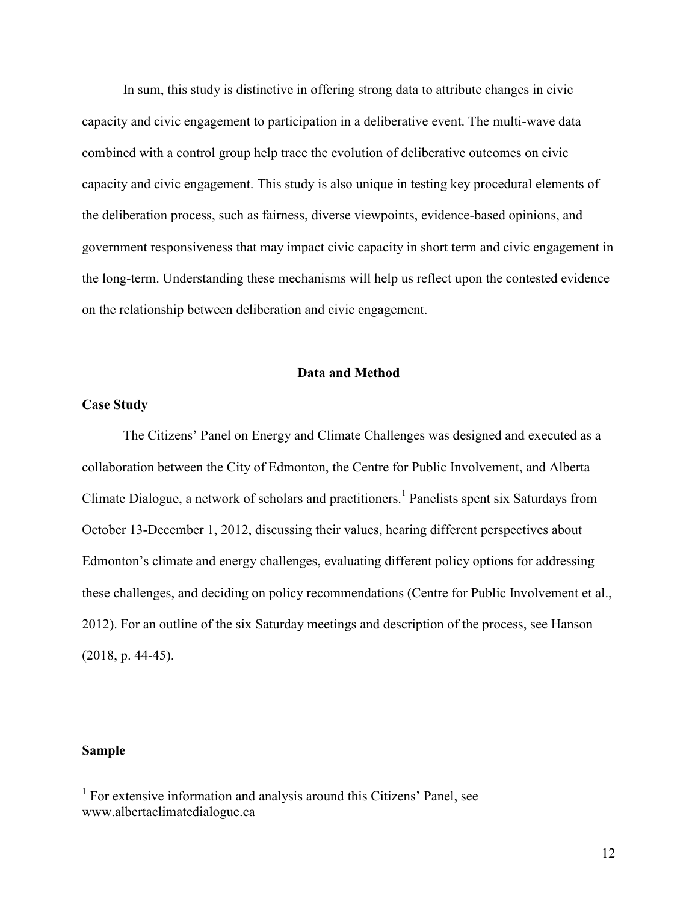In sum, this study is distinctive in offering strong data to attribute changes in civic capacity and civic engagement to participation in a deliberative event. The multi-wave data combined with a control group help trace the evolution of deliberative outcomes on civic capacity and civic engagement. This study is also unique in testing key procedural elements of the deliberation process, such as fairness, diverse viewpoints, evidence-based opinions, and government responsiveness that may impact civic capacity in short term and civic engagement in the long-term. Understanding these mechanisms will help us reflect upon the contested evidence on the relationship between deliberation and civic engagement.

## Data and Method

### Case Study

The Citizens' Panel on Energy and Climate Challenges was designed and executed as a collaboration between the City of Edmonton, the Centre for Public Involvement, and Alberta Climate Dialogue, a network of scholars and practitioners.[1] Panelists spent six Saturdays from October 13-December 1, 2012, discussing their values, hearing different perspectives about Edmonton's climate and energy challenges, evaluating different policy options for addressing these challenges, and deciding on policy recommendations (Centre for Public Involvement et al., 2012). For an outline of the six Saturday meetings and description of the process, see Hanson (2018, p. 44-45).

### Sample

[1] For extensive information and analysis around this Citizens' Panel, see www.albertaclimatedialogue.ca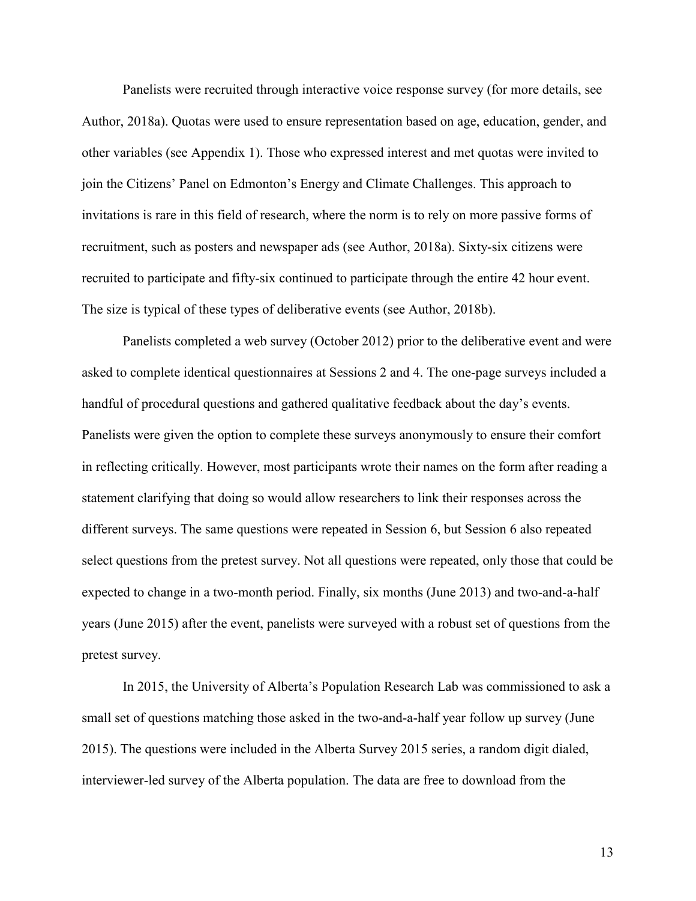Panelists were recruited through interactive voice response survey (for more details, see Author, 2018a). Quotas were used to ensure representation based on age, education, gender, and other variables (see Appendix 1). Those who expressed interest and met quotas were invited to join the Citizens' Panel on Edmonton's Energy and Climate Challenges. This approach to invitations is rare in this field of research, where the norm is to rely on more passive forms of recruitment, such as posters and newspaper ads (see Author, 2018a). Sixty-six citizens were recruited to participate and fifty-six continued to participate through the entire 42 hour event. The size is typical of these types of deliberative events (see Author, 2018b).

Panelists completed a web survey (October 2012) prior to the deliberative event and were asked to complete identical questionnaires at Sessions 2 and 4. The one-page surveys included a handful of procedural questions and gathered qualitative feedback about the day's events. Panelists were given the option to complete these surveys anonymously to ensure their comfort in reflecting critically. However, most participants wrote their names on the form after reading a statement clarifying that doing so would allow researchers to link their responses across the different surveys. The same questions were repeated in Session 6, but Session 6 also repeated select questions from the pretest survey. Not all questions were repeated, only those that could be expected to change in a two-month period. Finally, six months (June 2013) and two-and-a-half years (June 2015) after the event, panelists were surveyed with a robust set of questions from the pretest survey.

In 2015, the University of Alberta's Population Research Lab was commissioned to ask a small set of questions matching those asked in the two-and-a-half year follow up survey (June 2015). The questions were included in the Alberta Survey 2015 series, a random digit dialed, interviewer-led survey of the Alberta population. The data are free to download from the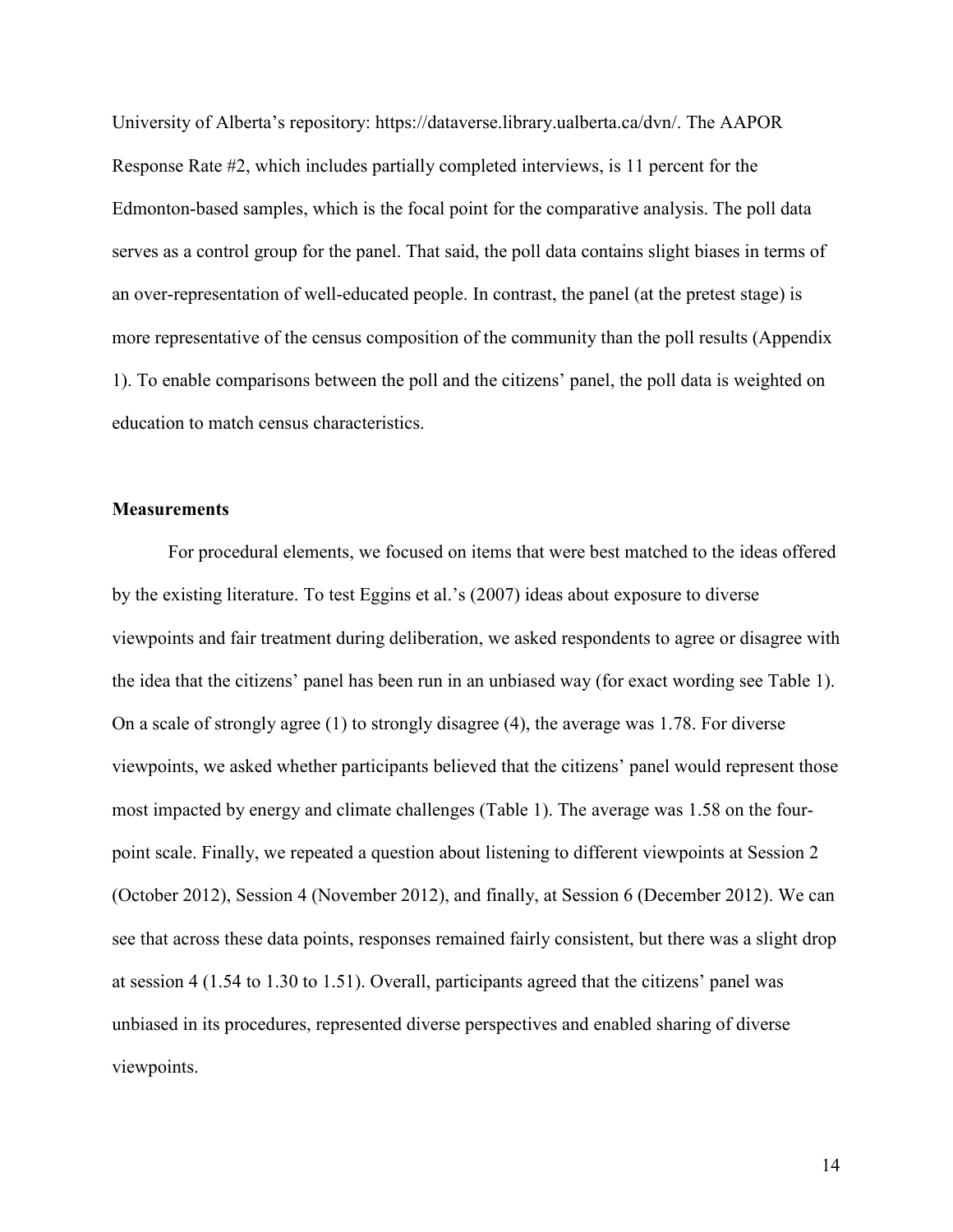University of Alberta's repository: https://dataverse.library.ualberta.ca/dvn/. The AAPOR Response Rate #2, which includes partially completed interviews, is 11 percent for the Edmonton-based samples, which is the focal point for the comparative analysis. The poll data serves as a control group for the panel. That said, the poll data contains slight biases in terms of an over-representation of well-educated people. In contrast, the panel (at the pretest stage) is more representative of the census composition of the community than the poll results (Appendix 1). To enable comparisons between the poll and the citizens' panel, the poll data is weighted on education to match census characteristics.

### Measurements

For procedural elements, we focused on items that were best matched to the ideas offered by the existing literature. To test Eggins et al.'s (2007) ideas about exposure to diverse viewpoints and fair treatment during deliberation, we asked respondents to agree or disagree with the idea that the citizens' panel has been run in an unbiased way (for exact wording see Table 1). On a scale of strongly agree (1) to strongly disagree (4), the average was 1.78. For diverse viewpoints, we asked whether participants believed that the citizens' panel would represent those most impacted by energy and climate challenges (Table 1). The average was 1.58 on the four-point scale. Finally, we repeated a question about listening to different viewpoints at Session 2 (October 2012), Session 4 (November 2012), and finally, at Session 6 (December 2012). We can see that across these data points, responses remained fairly consistent, but there was a slight drop at session 4 (1.54 to 1.30 to 1.51). Overall, participants agreed that the citizens' panel was unbiased in its procedures, represented diverse perspectives and enabled sharing of diverse viewpoints.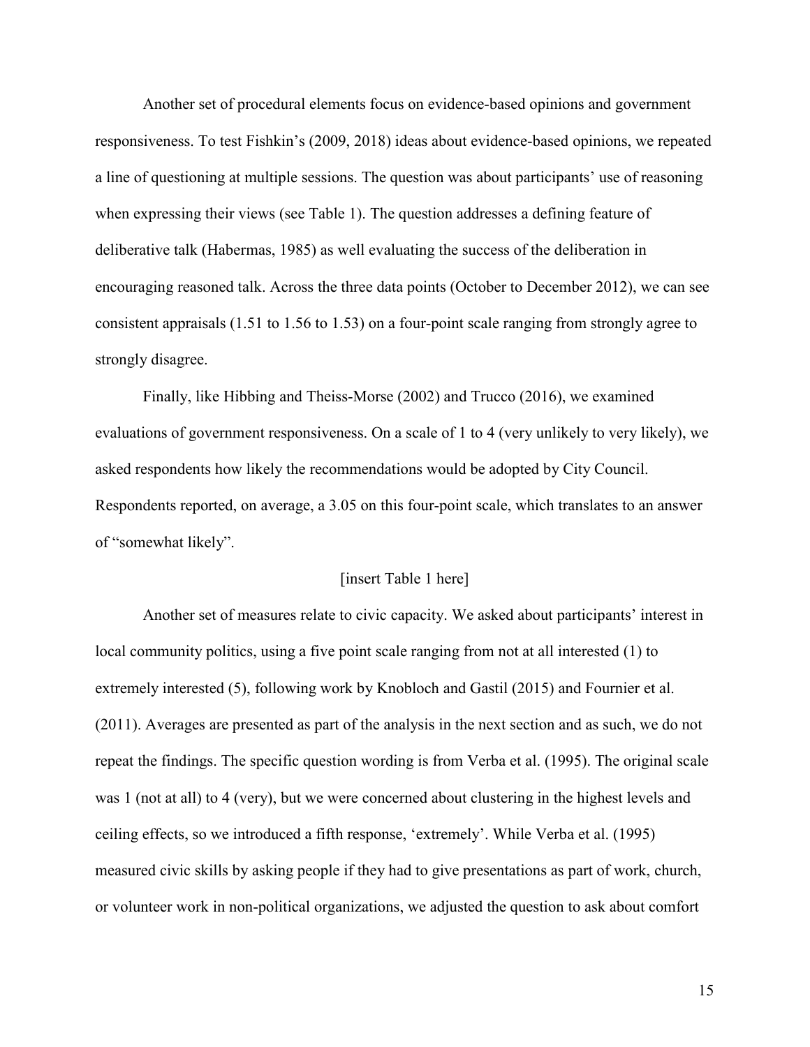Another set of procedural elements focus on evidence-based opinions and government responsiveness. To test Fishkin's (2009, 2018) ideas about evidence-based opinions, we repeated a line of questioning at multiple sessions. The question was about participants' use of reasoning when expressing their views (see Table 1). The question addresses a defining feature of deliberative talk (Habermas, 1985) as well evaluating the success of the deliberation in encouraging reasoned talk. Across the three data points (October to December 2012), we can see consistent appraisals (1.51 to 1.56 to 1.53) on a four-point scale ranging from strongly agree to strongly disagree.

Finally, like Hibbing and Theiss-Morse (2002) and Trucco (2016), we examined evaluations of government responsiveness. On a scale of 1 to 4 (very unlikely to very likely), we asked respondents how likely the recommendations would be adopted by City Council. Respondents reported, on average, a 3.05 on this four-point scale, which translates to an answer of "somewhat likely".

[insert Table 1 here]

Another set of measures relate to civic capacity. We asked about participants' interest in local community politics, using a five point scale ranging from not at all interested (1) to extremely interested (5), following work by Knobloch and Gastil (2015) and Fournier et al. (2011). Averages are presented as part of the analysis in the next section and as such, we do not repeat the findings. The specific question wording is from Verba et al. (1995). The original scale was 1 (not at all) to 4 (very), but we were concerned about clustering in the highest levels and ceiling effects, so we introduced a fifth response, 'extremely'. While Verba et al. (1995) measured civic skills by asking people if they had to give presentations as part of work, church, or volunteer work in non-political organizations, we adjusted the question to ask about comfort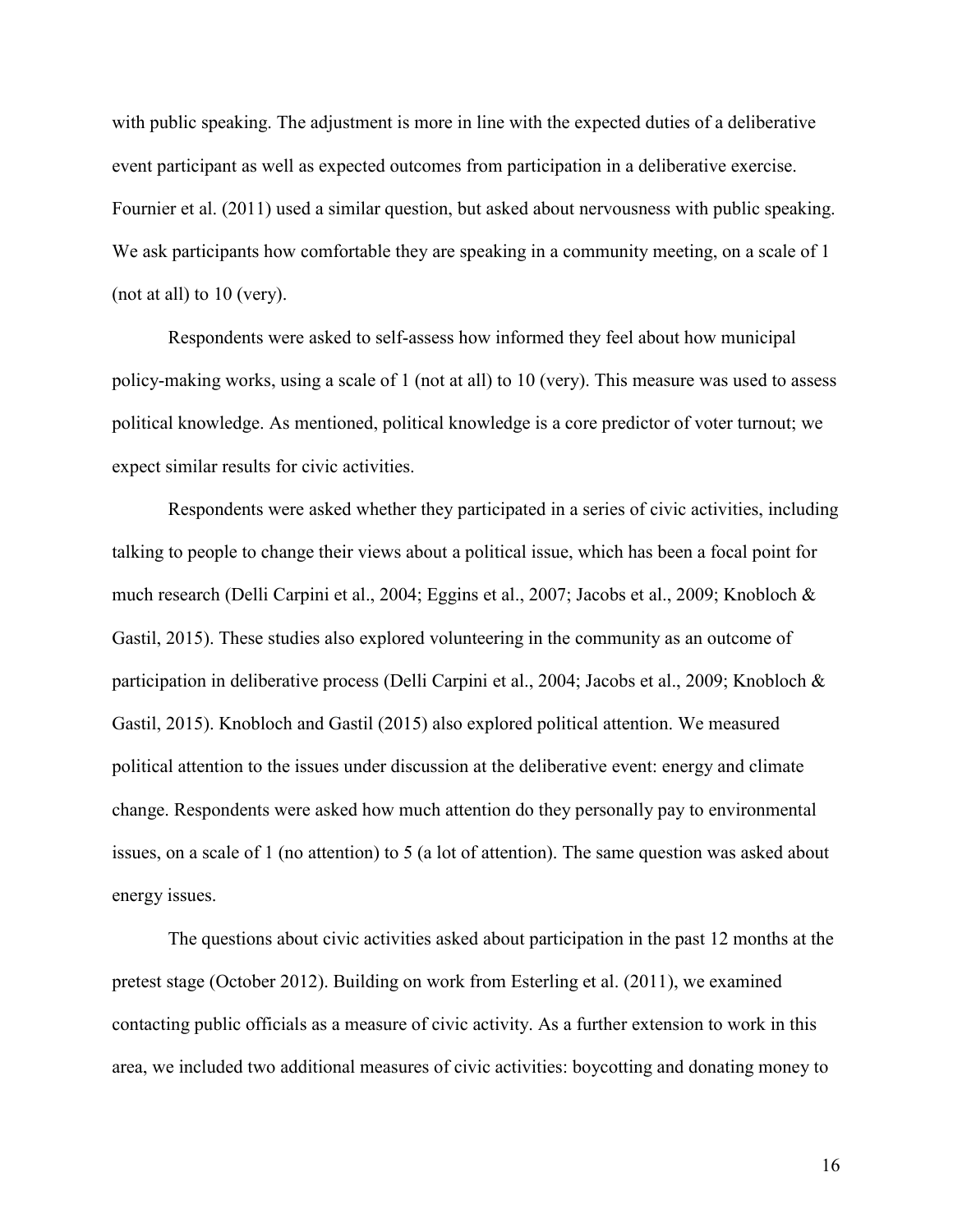with public speaking. The adjustment is more in line with the expected duties of a deliberative event participant as well as expected outcomes from participation in a deliberative exercise. Fournier et al. (2011) used a similar question, but asked about nervousness with public speaking. We ask participants how comfortable they are speaking in a community meeting, on a scale of 1 (not at all) to 10 (very).

Respondents were asked to self-assess how informed they feel about how municipal policy-making works, using a scale of 1 (not at all) to 10 (very). This measure was used to assess political knowledge. As mentioned, political knowledge is a core predictor of voter turnout; we expect similar results for civic activities.

Respondents were asked whether they participated in a series of civic activities, including talking to people to change their views about a political issue, which has been a focal point for much research (Delli Carpini et al., 2004; Eggins et al., 2007; Jacobs et al., 2009; Knobloch & Gastil, 2015). These studies also explored volunteering in the community as an outcome of participation in deliberative process (Delli Carpini et al., 2004; Jacobs et al., 2009; Knobloch & Gastil, 2015). Knobloch and Gastil (2015) also explored political attention. We measured political attention to the issues under discussion at the deliberative event: energy and climate change. Respondents were asked how much attention do they personally pay to environmental issues, on a scale of 1 (no attention) to 5 (a lot of attention). The same question was asked about energy issues.

The questions about civic activities asked about participation in the past 12 months at the pretest stage (October 2012). Building on work from Esterling et al. (2011), we examined contacting public officials as a measure of civic activity. As a further extension to work in this area, we included two additional measures of civic activities: boycotting and donating money to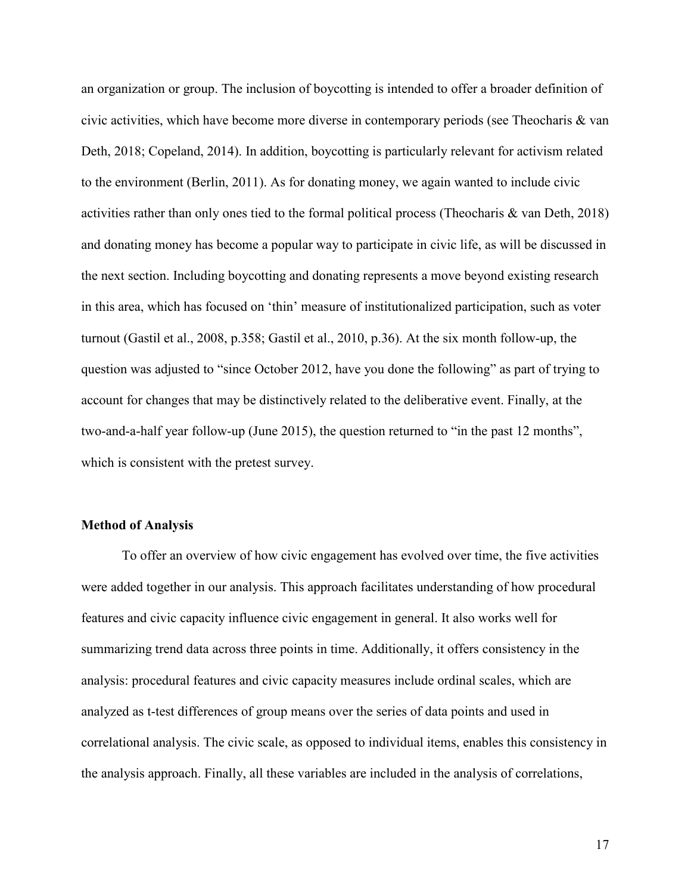an organization or group. The inclusion of boycotting is intended to offer a broader definition of civic activities, which have become more diverse in contemporary periods (see Theocharis & van Deth, 2018; Copeland, 2014). In addition, boycotting is particularly relevant for activism related to the environment (Berlin, 2011). As for donating money, we again wanted to include civic activities rather than only ones tied to the formal political process (Theocharis & van Deth, 2018) and donating money has become a popular way to participate in civic life, as will be discussed in the next section. Including boycotting and donating represents a move beyond existing research in this area, which has focused on 'thin' measure of institutionalized participation, such as voter turnout (Gastil et al., 2008, p.358; Gastil et al., 2010, p.36). At the six month follow-up, the question was adjusted to "since October 2012, have you done the following" as part of trying to account for changes that may be distinctively related to the deliberative event. Finally, at the two-and-a-half year follow-up (June 2015), the question returned to "in the past 12 months", which is consistent with the pretest survey.

**Method of Analysis**

To offer an overview of how civic engagement has evolved over time, the five activities were added together in our analysis. This approach facilitates understanding of how procedural features and civic capacity influence civic engagement in general. It also works well for summarizing trend data across three points in time. Additionally, it offers consistency in the analysis: procedural features and civic capacity measures include ordinal scales, which are analyzed as t-test differences of group means over the series of data points and used in correlational analysis. The civic scale, as opposed to individual items, enables this consistency in the analysis approach. Finally, all these variables are included in the analysis of correlations,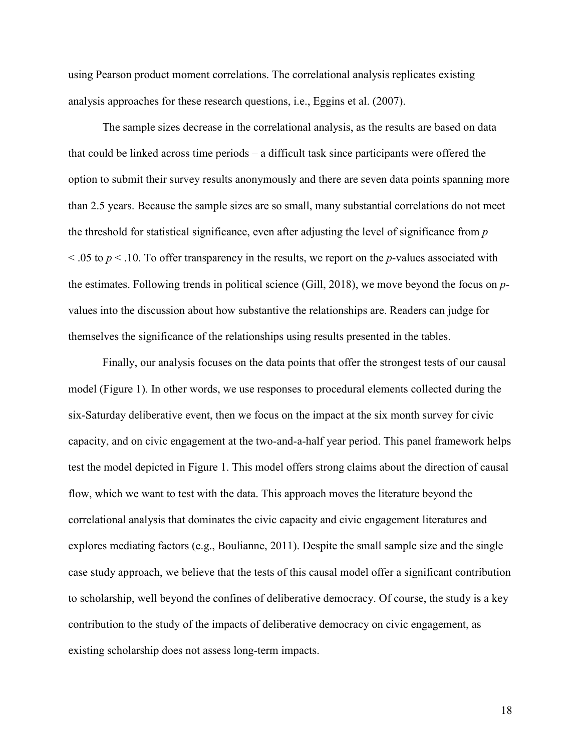using Pearson product moment correlations. The correlational analysis replicates existing analysis approaches for these research questions, i.e., Eggins et al. (2007).

The sample sizes decrease in the correlational analysis, as the results are based on data that could be linked across time periods – a difficult task since participants were offered the option to submit their survey results anonymously and there are seven data points spanning more than 2.5 years. Because the sample sizes are so small, many substantial correlations do not meet the threshold for statistical significance, even after adjusting the level of significance from $p < .05$ to $p < .10$. To offer transparency in the results, we report on the *p*-values associated with the estimates. Following trends in political science (Gill, 2018), we move beyond the focus on *p*-values into the discussion about how substantive the relationships are. Readers can judge for themselves the significance of the relationships using results presented in the tables.

Finally, our analysis focuses on the data points that offer the strongest tests of our causal model (Figure 1). In other words, we use responses to procedural elements collected during the six-Saturday deliberative event, then we focus on the impact at the six month survey for civic capacity, and on civic engagement at the two-and-a-half year period. This panel framework helps test the model depicted in Figure 1. This model offers strong claims about the direction of causal flow, which we want to test with the data. This approach moves the literature beyond the correlational analysis that dominates the civic capacity and civic engagement literatures and explores mediating factors (e.g., Boulianne, 2011). Despite the small sample size and the single case study approach, we believe that the tests of this causal model offer a significant contribution to scholarship, well beyond the confines of deliberative democracy. Of course, the study is a key contribution to the study of the impacts of deliberative democracy on civic engagement, as existing scholarship does not assess long-term impacts.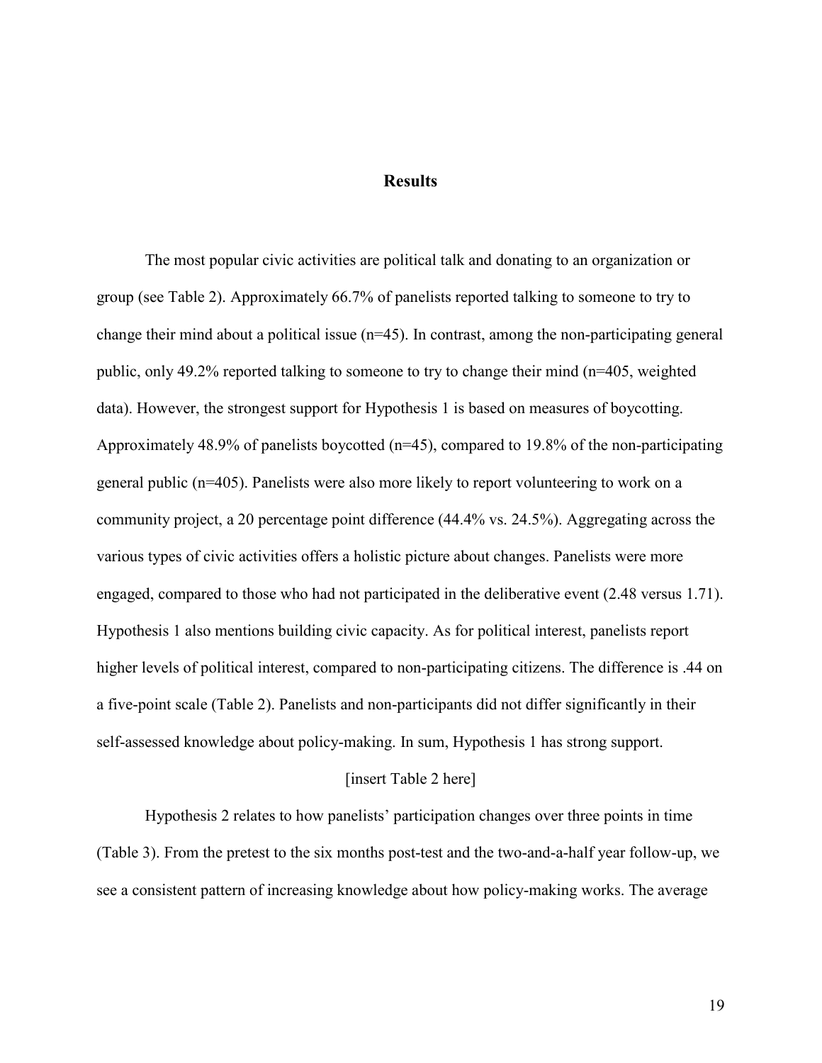## Results

The most popular civic activities are political talk and donating to an organization or group (see Table 2). Approximately 66.7% of panelists reported talking to someone to try to change their mind about a political issue (n=45). In contrast, among the non-participating general public, only 49.2% reported talking to someone to try to change their mind (n=405, weighted data). However, the strongest support for Hypothesis 1 is based on measures of boycotting. Approximately 48.9% of panelists boycotted (n=45), compared to 19.8% of the non-participating general public (n=405). Panelists were also more likely to report volunteering to work on a community project, a 20 percentage point difference (44.4% vs. 24.5%). Aggregating across the various types of civic activities offers a holistic picture about changes. Panelists were more engaged, compared to those who had not participated in the deliberative event (2.48 versus 1.71). Hypothesis 1 also mentions building civic capacity. As for political interest, panelists report higher levels of political interest, compared to non-participating citizens. The difference is .44 on a five-point scale (Table 2). Panelists and non-participants did not differ significantly in their self-assessed knowledge about policy-making. In sum, Hypothesis 1 has strong support.

[insert Table 2 here]

Hypothesis 2 relates to how panelists' participation changes over three points in time (Table 3). From the pretest to the six months post-test and the two-and-a-half year follow-up, we see a consistent pattern of increasing knowledge about how policy-making works. The average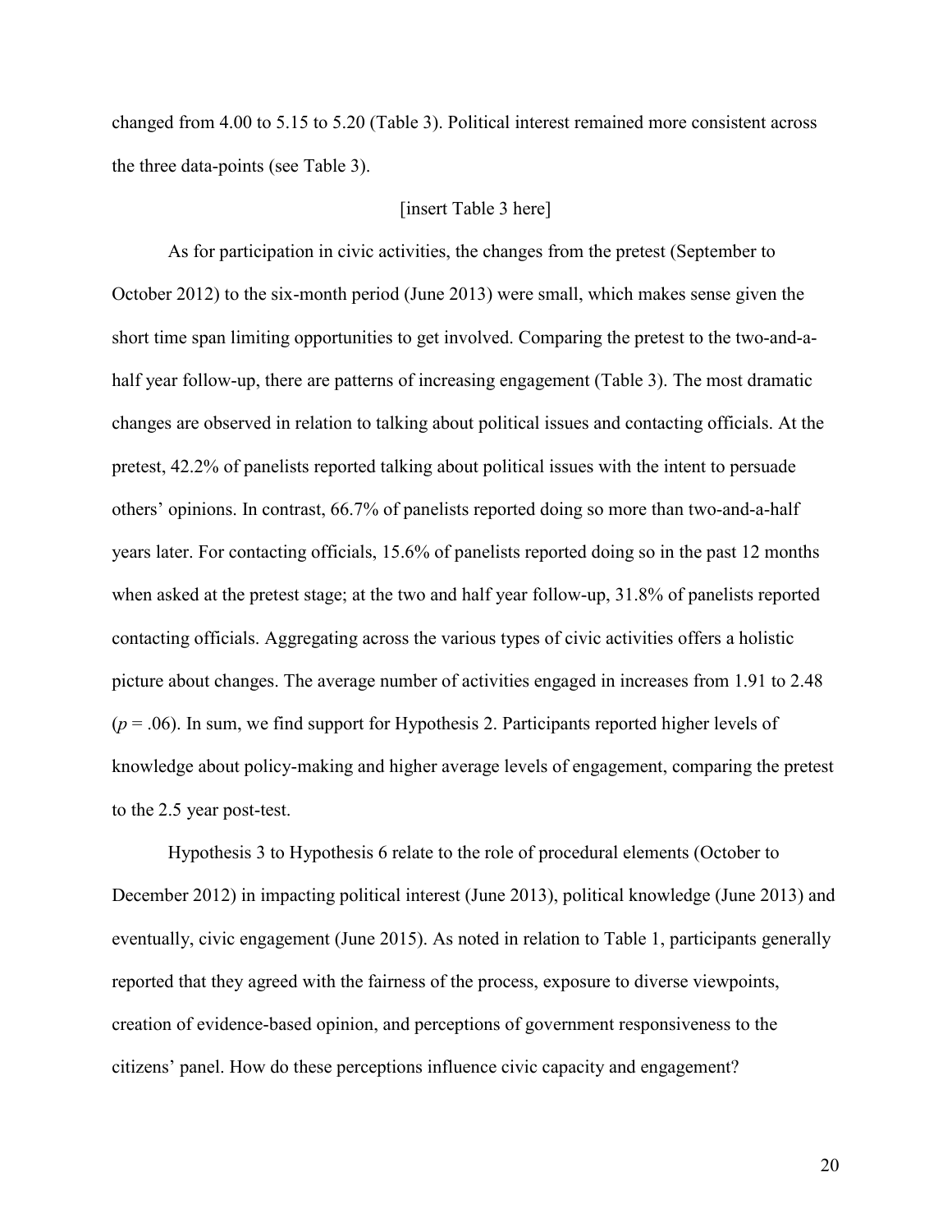changed from 4.00 to 5.15 to 5.20 (Table 3). Political interest remained more consistent across the three data-points (see Table 3).

[insert Table 3 here]

As for participation in civic activities, the changes from the pretest (September to October 2012) to the six-month period (June 2013) were small, which makes sense given the short time span limiting opportunities to get involved. Comparing the pretest to the two-and-a-half year follow-up, there are patterns of increasing engagement (Table 3). The most dramatic changes are observed in relation to talking about political issues and contacting officials. At the pretest, 42.2% of panelists reported talking about political issues with the intent to persuade others' opinions. In contrast, 66.7% of panelists reported doing so more than two-and-a-half years later. For contacting officials, 15.6% of panelists reported doing so in the past 12 months when asked at the pretest stage; at the two and half year follow-up, 31.8% of panelists reported contacting officials. Aggregating across the various types of civic activities offers a holistic picture about changes. The average number of activities engaged in increases from 1.91 to 2.48 ($p = .06$). In sum, we find support for Hypothesis 2. Participants reported higher levels of knowledge about policy-making and higher average levels of engagement, comparing the pretest to the 2.5 year post-test.

Hypothesis 3 to Hypothesis 6 relate to the role of procedural elements (October to December 2012) in impacting political interest (June 2013), political knowledge (June 2013) and eventually, civic engagement (June 2015). As noted in relation to Table 1, participants generally reported that they agreed with the fairness of the process, exposure to diverse viewpoints, creation of evidence-based opinion, and perceptions of government responsiveness to the citizens' panel. How do these perceptions influence civic capacity and engagement?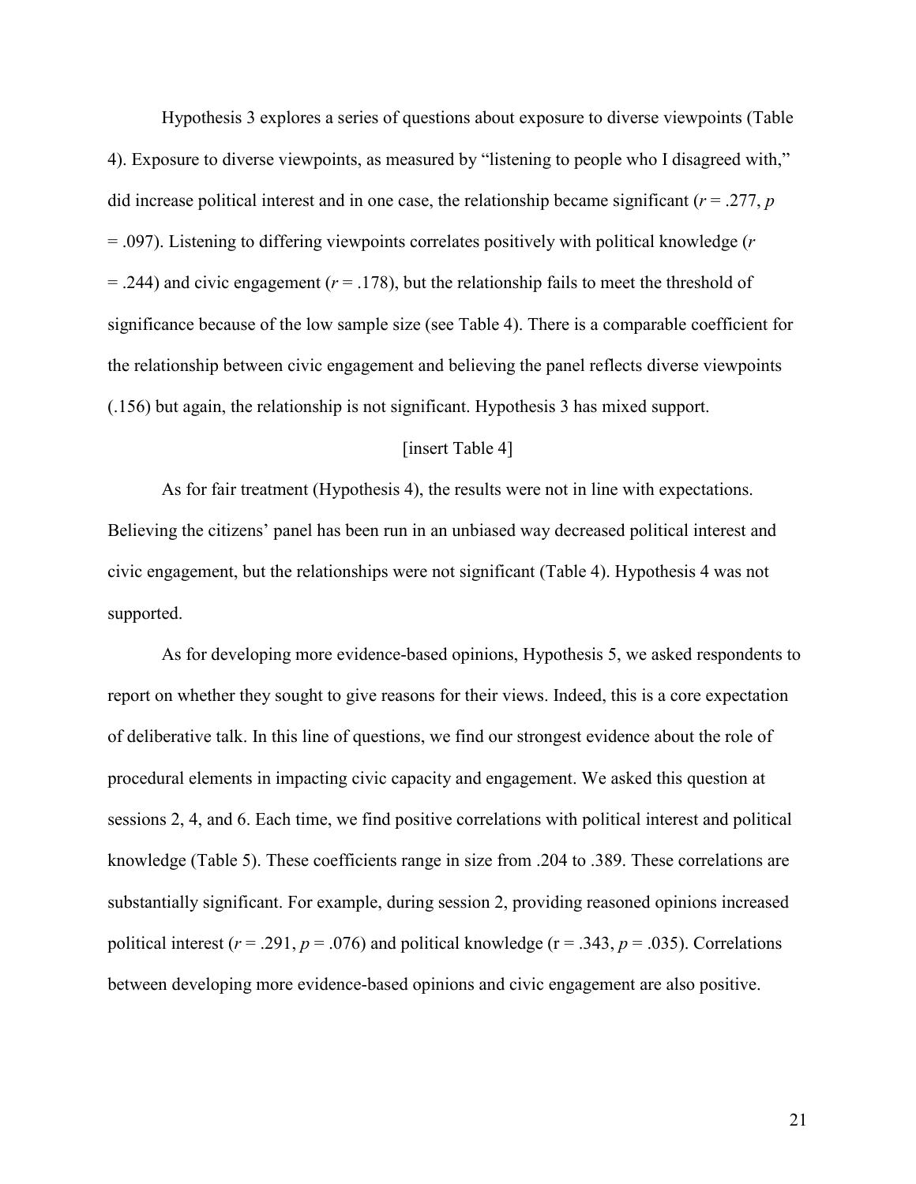Hypothesis 3 explores a series of questions about exposure to diverse viewpoints (Table 4). Exposure to diverse viewpoints, as measured by "listening to people who I disagreed with," did increase political interest and in one case, the relationship became significant ($r$ = .277, $p$ = .097). Listening to differing viewpoints correlates positively with political knowledge ($r$ = .244) and civic engagement ($r$ = .178), but the relationship fails to meet the threshold of significance because of the low sample size (see Table 4). There is a comparable coefficient for the relationship between civic engagement and believing the panel reflects diverse viewpoints (.156) but again, the relationship is not significant. Hypothesis 3 has mixed support.

[insert Table 4]

As for fair treatment (Hypothesis 4), the results were not in line with expectations. Believing the citizens' panel has been run in an unbiased way decreased political interest and civic engagement, but the relationships were not significant (Table 4). Hypothesis 4 was not supported.

As for developing more evidence-based opinions, Hypothesis 5, we asked respondents to report on whether they sought to give reasons for their views. Indeed, this is a core expectation of deliberative talk. In this line of questions, we find our strongest evidence about the role of procedural elements in impacting civic capacity and engagement. We asked this question at sessions 2, 4, and 6. Each time, we find positive correlations with political interest and political knowledge (Table 5). These coefficients range in size from .204 to .389. These correlations are substantially significant. For example, during session 2, providing reasoned opinions increased political interest ($r$ = .291, $p$ = .076) and political knowledge (r = .343, $p$ = .035). Correlations between developing more evidence-based opinions and civic engagement are also positive.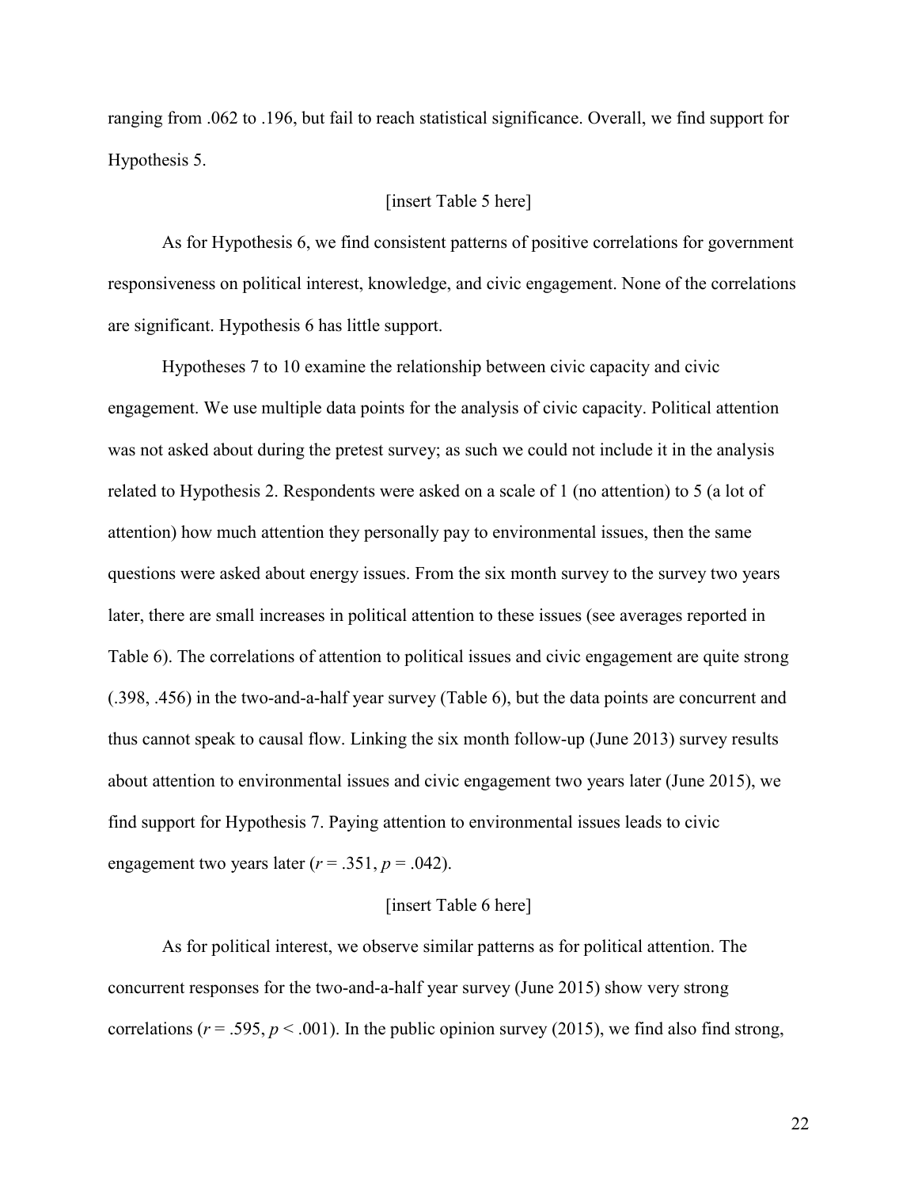ranging from .062 to .196, but fail to reach statistical significance. Overall, we find support for Hypothesis 5.

[insert Table 5 here]

As for Hypothesis 6, we find consistent patterns of positive correlations for government responsiveness on political interest, knowledge, and civic engagement. None of the correlations are significant. Hypothesis 6 has little support.

Hypotheses 7 to 10 examine the relationship between civic capacity and civic engagement. We use multiple data points for the analysis of civic capacity. Political attention was not asked about during the pretest survey; as such we could not include it in the analysis related to Hypothesis 2. Respondents were asked on a scale of 1 (no attention) to 5 (a lot of attention) how much attention they personally pay to environmental issues, then the same questions were asked about energy issues. From the six month survey to the survey two years later, there are small increases in political attention to these issues (see averages reported in Table 6). The correlations of attention to political issues and civic engagement are quite strong (.398, .456) in the two-and-a-half year survey (Table 6), but the data points are concurrent and thus cannot speak to causal flow. Linking the six month follow-up (June 2013) survey results about attention to environmental issues and civic engagement two years later (June 2015), we find support for Hypothesis 7. Paying attention to environmental issues leads to civic engagement two years later ($r = .351$, $p = .042$).

[insert Table 6 here]

As for political interest, we observe similar patterns as for political attention. The concurrent responses for the two-and-a-half year survey (June 2015) show very strong correlations ($r = .595$, $p < .001$). In the public opinion survey (2015), we find also find strong,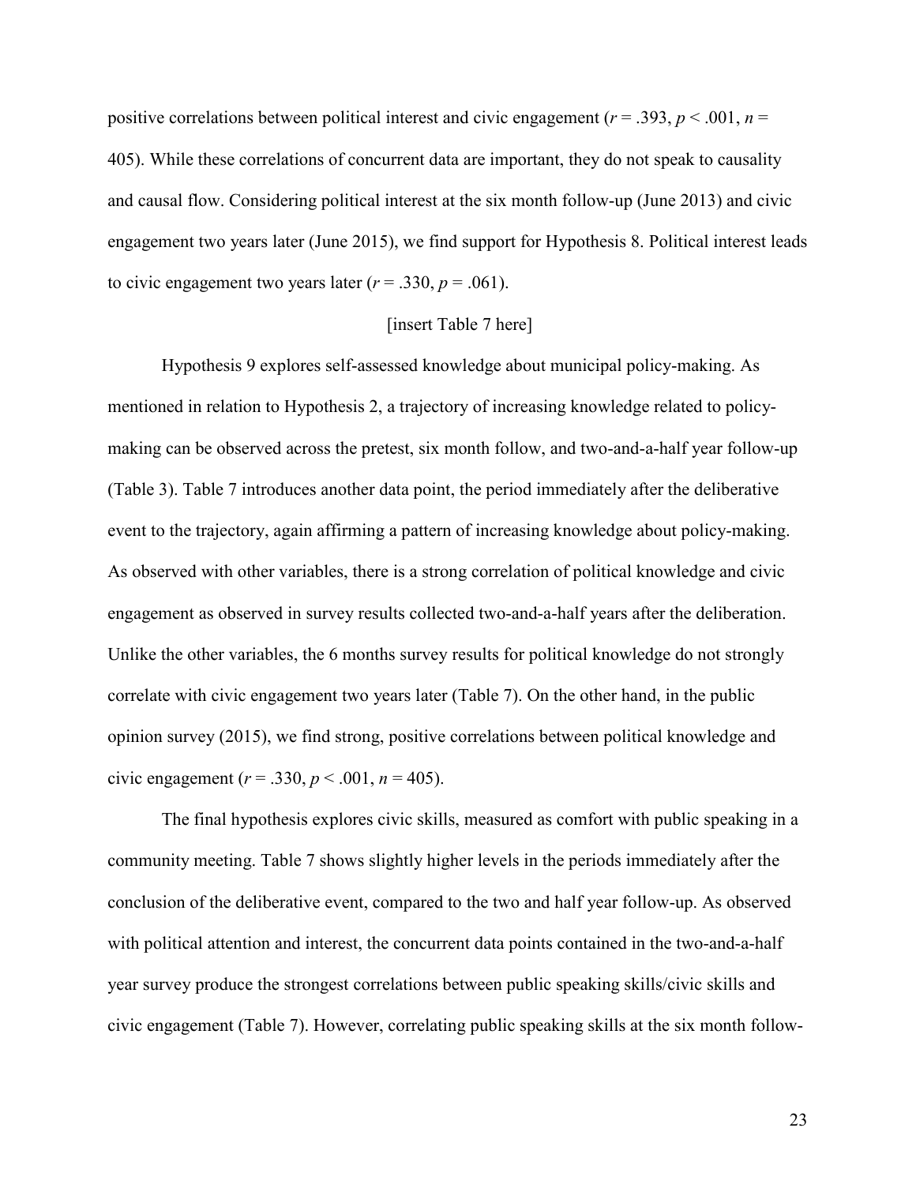positive correlations between political interest and civic engagement ($r = .393$, $p < .001$, $n = 405$). While these correlations of concurrent data are important, they do not speak to causality and causal flow. Considering political interest at the six month follow-up (June 2013) and civic engagement two years later (June 2015), we find support for Hypothesis 8. Political interest leads to civic engagement two years later ($r = .330$, $p = .061$).

[insert Table 7 here]

Hypothesis 9 explores self-assessed knowledge about municipal policy-making. As mentioned in relation to Hypothesis 2, a trajectory of increasing knowledge related to policy-making can be observed across the pretest, six month follow, and two-and-a-half year follow-up (Table 3). Table 7 introduces another data point, the period immediately after the deliberative event to the trajectory, again affirming a pattern of increasing knowledge about policy-making. As observed with other variables, there is a strong correlation of political knowledge and civic engagement as observed in survey results collected two-and-a-half years after the deliberation. Unlike the other variables, the 6 months survey results for political knowledge do not strongly correlate with civic engagement two years later (Table 7). On the other hand, in the public opinion survey (2015), we find strong, positive correlations between political knowledge and civic engagement ($r = .330$, $p < .001$, $n = 405$).

The final hypothesis explores civic skills, measured as comfort with public speaking in a community meeting. Table 7 shows slightly higher levels in the periods immediately after the conclusion of the deliberative event, compared to the two and half year follow-up. As observed with political attention and interest, the concurrent data points contained in the two-and-a-half year survey produce the strongest correlations between public speaking skills/civic skills and civic engagement (Table 7). However, correlating public speaking skills at the six month follow-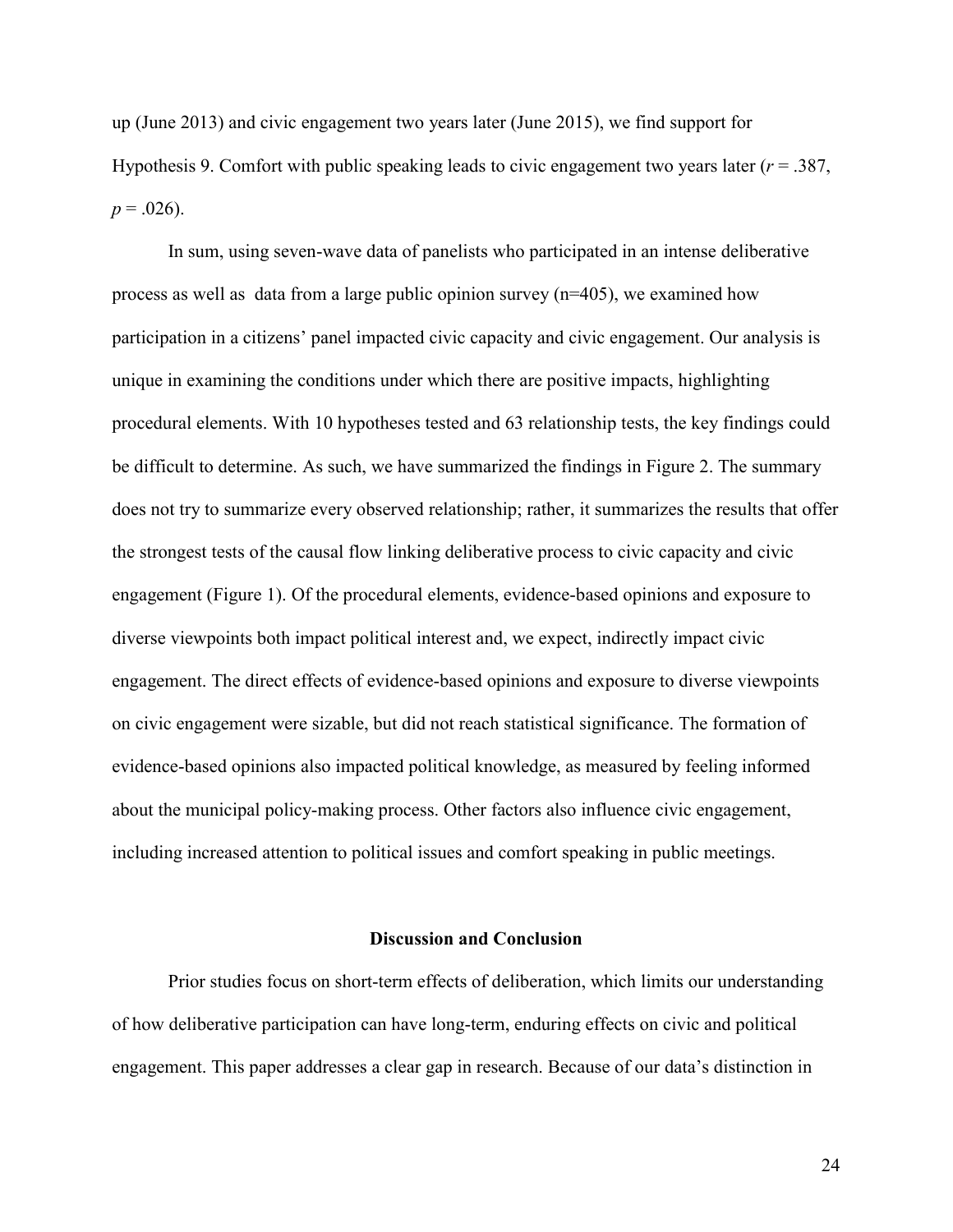up (June 2013) and civic engagement two years later (June 2015), we find support for Hypothesis 9. Comfort with public speaking leads to civic engagement two years later ($r = .387$, $p = .026$).

In sum, using seven-wave data of panelists who participated in an intense deliberative process as well as data from a large public opinion survey (n=405), we examined how participation in a citizens' panel impacted civic capacity and civic engagement. Our analysis is unique in examining the conditions under which there are positive impacts, highlighting procedural elements. With 10 hypotheses tested and 63 relationship tests, the key findings could be difficult to determine. As such, we have summarized the findings in Figure 2. The summary does not try to summarize every observed relationship; rather, it summarizes the results that offer the strongest tests of the causal flow linking deliberative process to civic capacity and civic engagement (Figure 1). Of the procedural elements, evidence-based opinions and exposure to diverse viewpoints both impact political interest and, we expect, indirectly impact civic engagement. The direct effects of evidence-based opinions and exposure to diverse viewpoints on civic engagement were sizable, but did not reach statistical significance. The formation of evidence-based opinions also impacted political knowledge, as measured by feeling informed about the municipal policy-making process. Other factors also influence civic engagement, including increased attention to political issues and comfort speaking in public meetings.

## Discussion and Conclusion

Prior studies focus on short-term effects of deliberation, which limits our understanding of how deliberative participation can have long-term, enduring effects on civic and political engagement. This paper addresses a clear gap in research. Because of our data's distinction in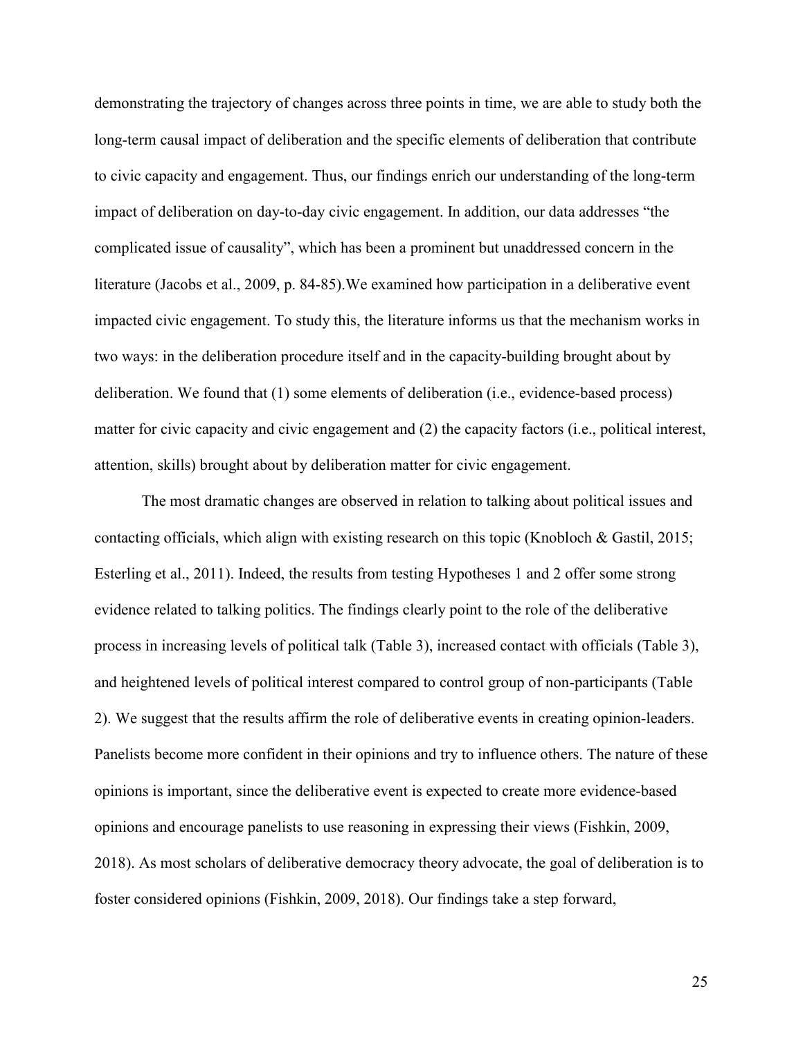demonstrating the trajectory of changes across three points in time, we are able to study both the long-term causal impact of deliberation and the specific elements of deliberation that contribute to civic capacity and engagement. Thus, our findings enrich our understanding of the long-term impact of deliberation on day-to-day civic engagement. In addition, our data addresses "the complicated issue of causality", which has been a prominent but unaddressed concern in the literature (Jacobs et al., 2009, p. 84-85).We examined how participation in a deliberative event impacted civic engagement. To study this, the literature informs us that the mechanism works in two ways: in the deliberation procedure itself and in the capacity-building brought about by deliberation. We found that (1) some elements of deliberation (i.e., evidence-based process) matter for civic capacity and civic engagement and (2) the capacity factors (i.e., political interest, attention, skills) brought about by deliberation matter for civic engagement.

The most dramatic changes are observed in relation to talking about political issues and contacting officials, which align with existing research on this topic (Knobloch & Gastil, 2015; Esterling et al., 2011). Indeed, the results from testing Hypotheses 1 and 2 offer some strong evidence related to talking politics. The findings clearly point to the role of the deliberative process in increasing levels of political talk (Table 3), increased contact with officials (Table 3), and heightened levels of political interest compared to control group of non-participants (Table 2). We suggest that the results affirm the role of deliberative events in creating opinion-leaders. Panelists become more confident in their opinions and try to influence others. The nature of these opinions is important, since the deliberative event is expected to create more evidence-based opinions and encourage panelists to use reasoning in expressing their views (Fishkin, 2009, 2018). As most scholars of deliberative democracy theory advocate, the goal of deliberation is to foster considered opinions (Fishkin, 2009, 2018). Our findings take a step forward,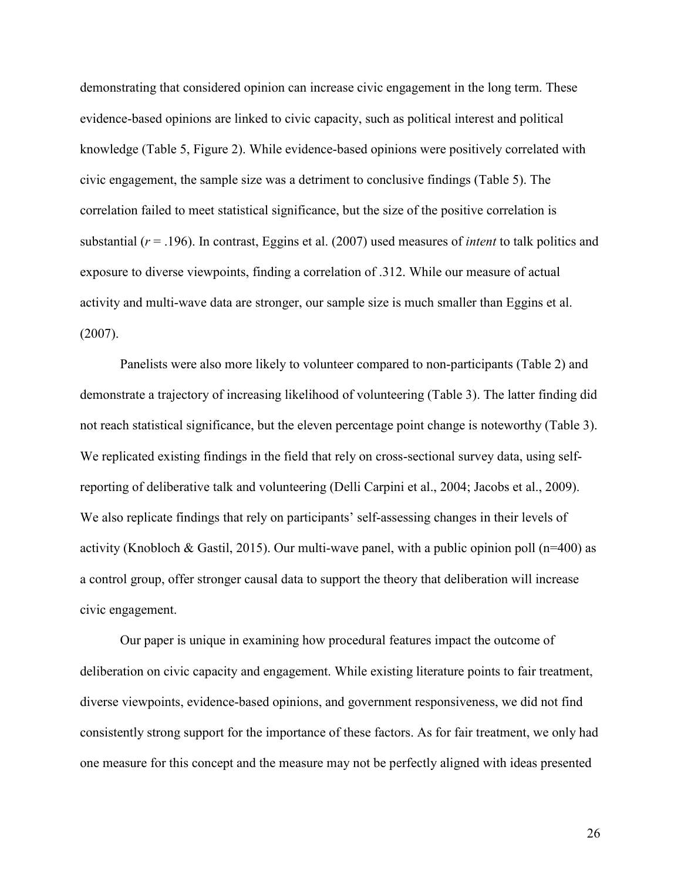demonstrating that considered opinion can increase civic engagement in the long term. These evidence-based opinions are linked to civic capacity, such as political interest and political knowledge (Table 5, Figure 2). While evidence-based opinions were positively correlated with civic engagement, the sample size was a detriment to conclusive findings (Table 5). The correlation failed to meet statistical significance, but the size of the positive correlation is substantial ($r$ = .196). In contrast, Eggins et al. (2007) used measures of *intent* to talk politics and exposure to diverse viewpoints, finding a correlation of .312. While our measure of actual activity and multi-wave data are stronger, our sample size is much smaller than Eggins et al. (2007).

Panelists were also more likely to volunteer compared to non-participants (Table 2) and demonstrate a trajectory of increasing likelihood of volunteering (Table 3). The latter finding did not reach statistical significance, but the eleven percentage point change is noteworthy (Table 3). We replicated existing findings in the field that rely on cross-sectional survey data, using self-reporting of deliberative talk and volunteering (Delli Carpini et al., 2004; Jacobs et al., 2009). We also replicate findings that rely on participants' self-assessing changes in their levels of activity (Knobloch & Gastil, 2015). Our multi-wave panel, with a public opinion poll (n=400) as a control group, offer stronger causal data to support the theory that deliberation will increase civic engagement.

Our paper is unique in examining how procedural features impact the outcome of deliberation on civic capacity and engagement. While existing literature points to fair treatment, diverse viewpoints, evidence-based opinions, and government responsiveness, we did not find consistently strong support for the importance of these factors. As for fair treatment, we only had one measure for this concept and the measure may not be perfectly aligned with ideas presented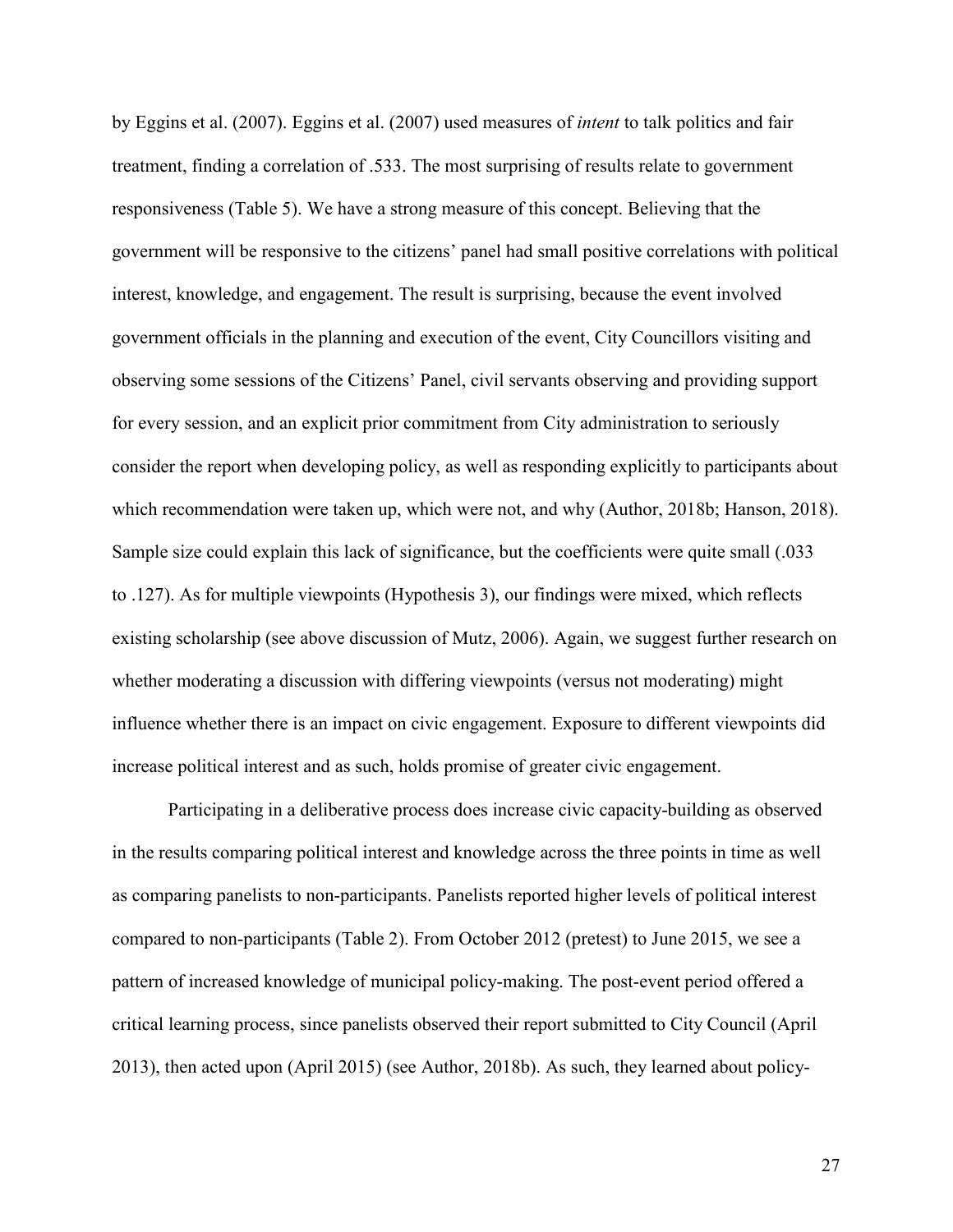by Eggins et al. (2007). Eggins et al. (2007) used measures of *intent* to talk politics and fair treatment, finding a correlation of .533. The most surprising of results relate to government responsiveness (Table 5). We have a strong measure of this concept. Believing that the government will be responsive to the citizens' panel had small positive correlations with political interest, knowledge, and engagement. The result is surprising, because the event involved government officials in the planning and execution of the event, City Councillors visiting and observing some sessions of the Citizens' Panel, civil servants observing and providing support for every session, and an explicit prior commitment from City administration to seriously consider the report when developing policy, as well as responding explicitly to participants about which recommendation were taken up, which were not, and why (Author, 2018b; Hanson, 2018). Sample size could explain this lack of significance, but the coefficients were quite small (.033 to .127). As for multiple viewpoints (Hypothesis 3), our findings were mixed, which reflects existing scholarship (see above discussion of Mutz, 2006). Again, we suggest further research on whether moderating a discussion with differing viewpoints (versus not moderating) might influence whether there is an impact on civic engagement. Exposure to different viewpoints did increase political interest and as such, holds promise of greater civic engagement.

Participating in a deliberative process does increase civic capacity-building as observed in the results comparing political interest and knowledge across the three points in time as well as comparing panelists to non-participants. Panelists reported higher levels of political interest compared to non-participants (Table 2). From October 2012 (pretest) to June 2015, we see a pattern of increased knowledge of municipal policy-making. The post-event period offered a critical learning process, since panelists observed their report submitted to City Council (April 2013), then acted upon (April 2015) (see Author, 2018b). As such, they learned about policy-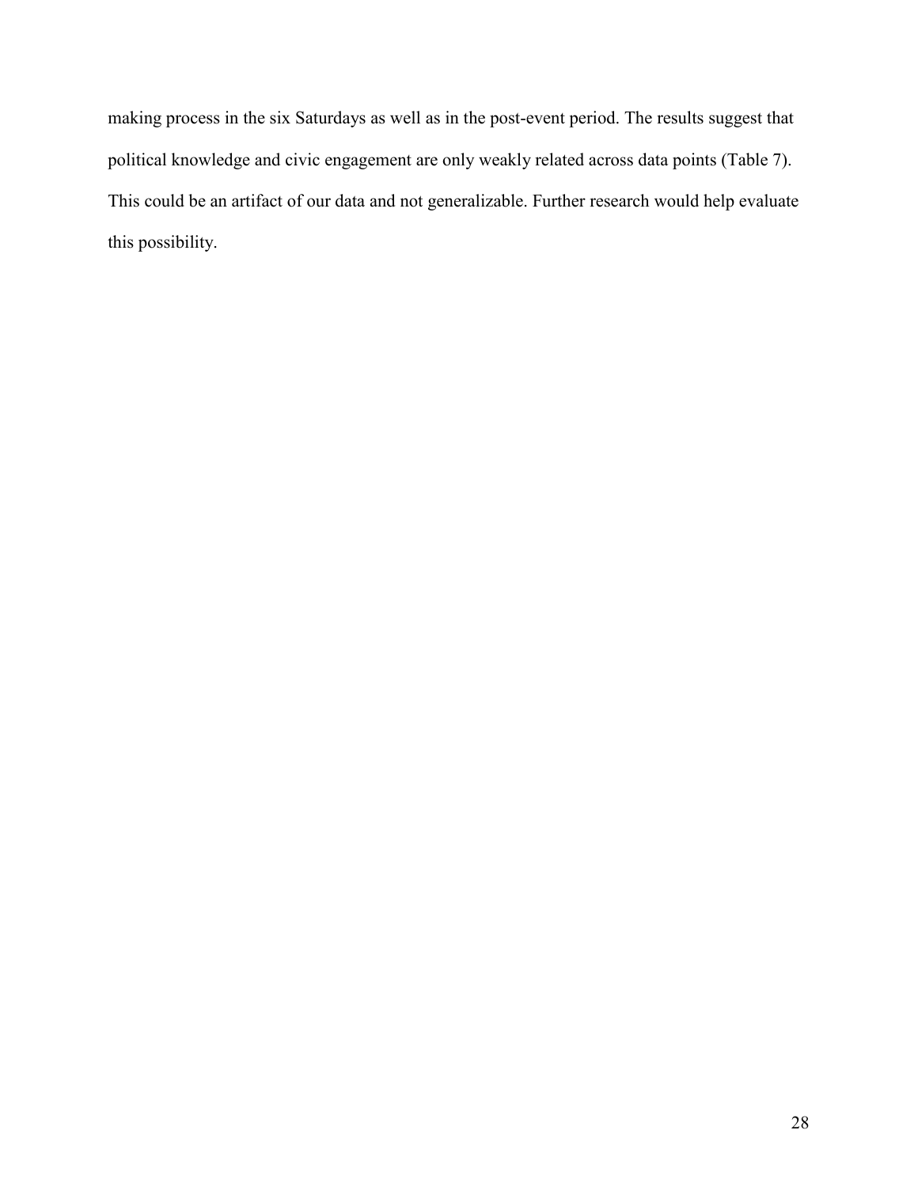making process in the six Saturdays as well as in the post-event period. The results suggest that political knowledge and civic engagement are only weakly related across data points (Table 7). This could be an artifact of our data and not generalizable. Further research would help evaluate this possibility.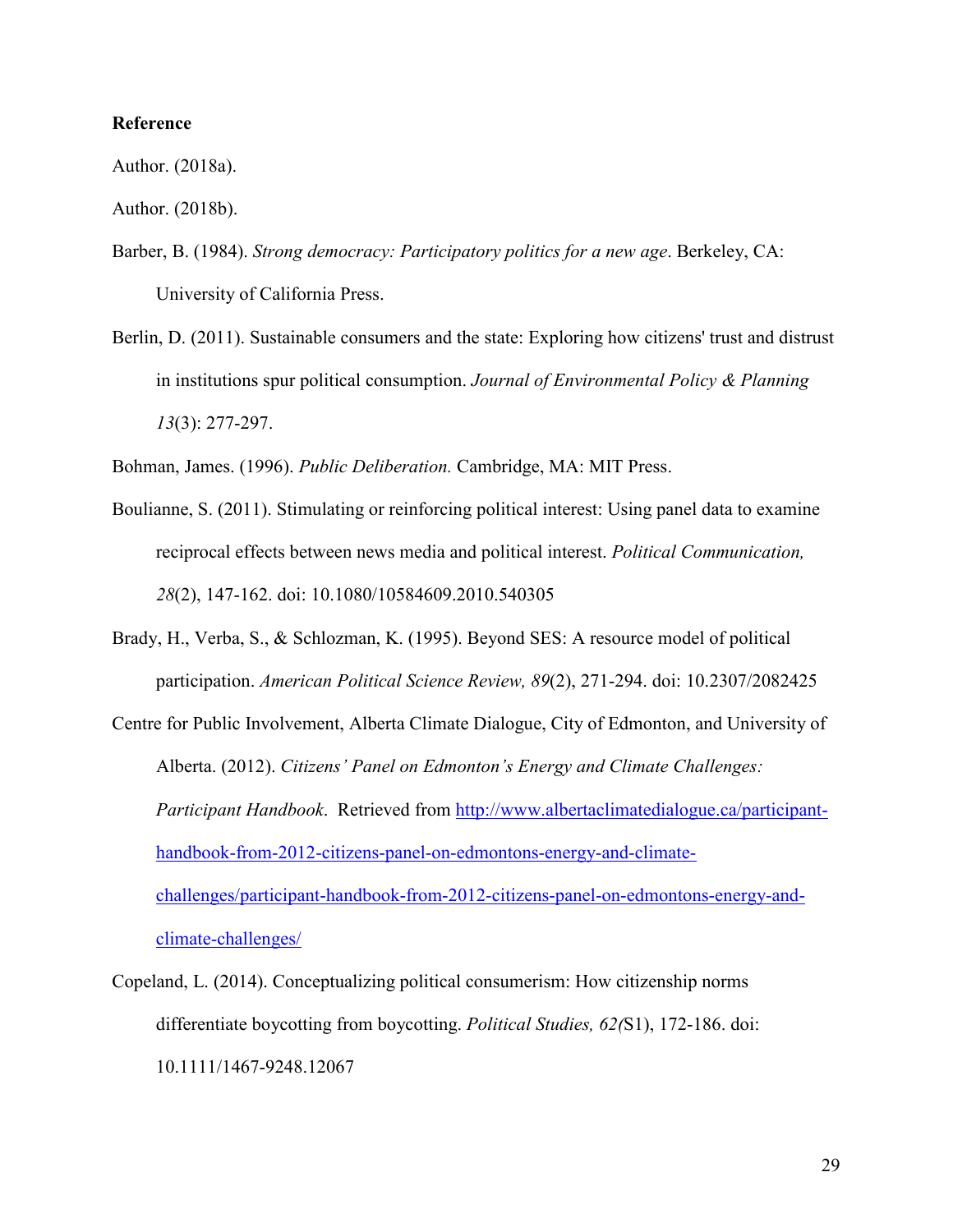**Reference**

Author. (2018a).

Author. (2018b).

Barber, B. (1984). *Strong democracy: Participatory politics for a new age*. Berkeley, CA: University of California Press.

Berlin, D. (2011). Sustainable consumers and the state: Exploring how citizens' trust and distrust in institutions spur political consumption. *Journal of Environmental Policy & Planning 13*(3): 277-297.

Bohman, James. (1996). *Public Deliberation.* Cambridge, MA: MIT Press.

Boulianne, S. (2011). Stimulating or reinforcing political interest: Using panel data to examine reciprocal effects between news media and political interest. *Political Communication, 28*(2), 147-162. doi: 10.1080/10584609.2010.540305

Brady, H., Verba, S., & Schlozman, K. (1995). Beyond SES: A resource model of political participation. *American Political Science Review, 89*(2), 271-294. doi: 10.2307/2082425

Centre for Public Involvement, Alberta Climate Dialogue, City of Edmonton, and University of Alberta. (2012). *Citizens' Panel on Edmonton's Energy and Climate Challenges: Participant Handbook*. Retrieved from http://www.albertaclimatedialogue.ca/participant-handbook-from-2012-citizens-panel-on-edmontons-energy-and-climate-challenges/participant-handbook-from-2012-citizens-panel-on-edmontons-energy-and-climate-challenges/

Copeland, L. (2014). Conceptualizing political consumerism: How citizenship norms differentiate boycotting from boycotting. *Political Studies, 62(*S1), 172-186. doi: 10.1111/1467-9248.12067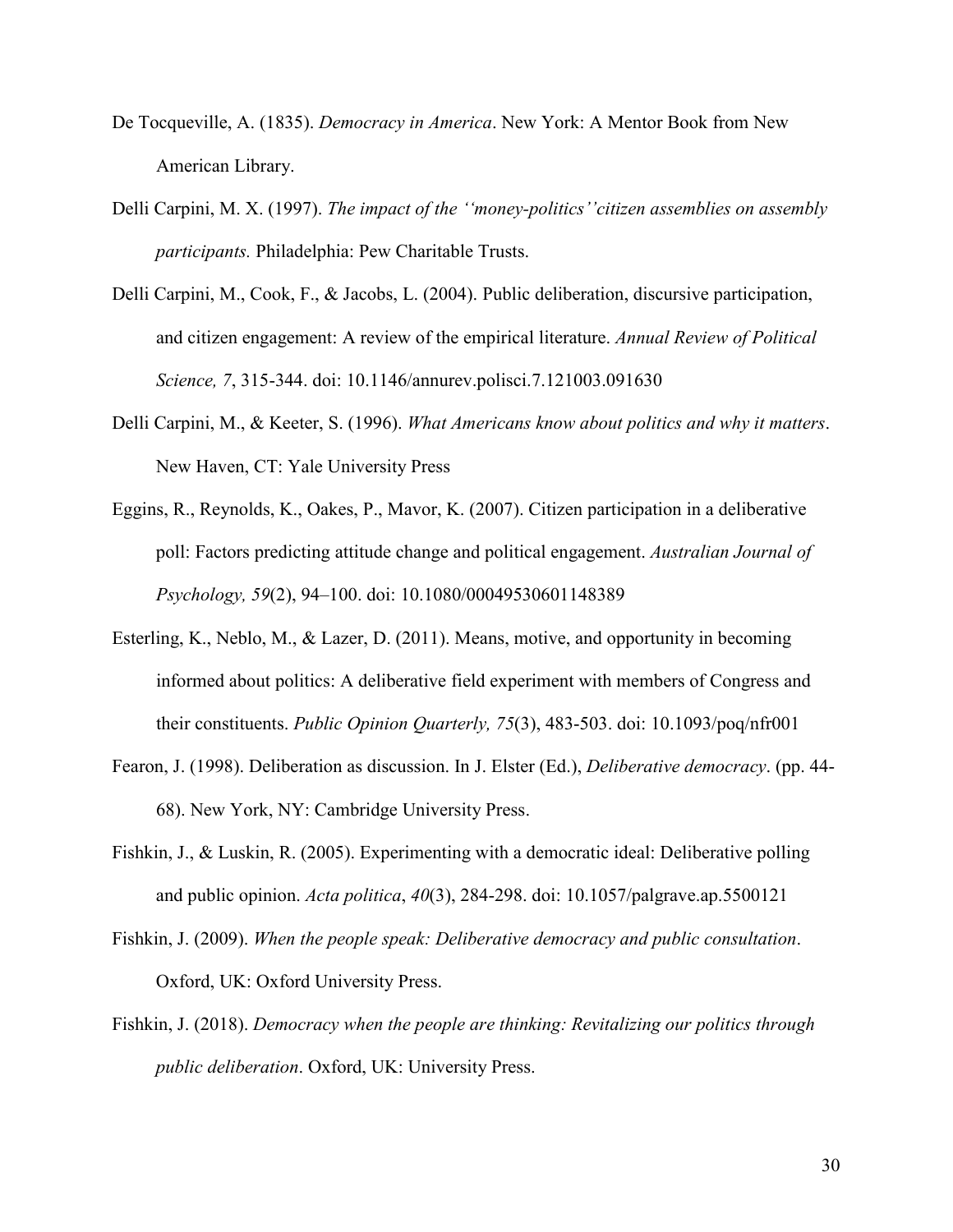De Tocqueville, A. (1835). *Democracy in America*. New York: A Mentor Book from New American Library.

Delli Carpini, M. X. (1997). *The impact of the ''money-politics''citizen assemblies on assembly participants.* Philadelphia: Pew Charitable Trusts.

Delli Carpini, M., Cook, F., & Jacobs, L. (2004). Public deliberation, discursive participation, and citizen engagement: A review of the empirical literature. *Annual Review of Political Science, 7*, 315-344. doi: 10.1146/annurev.polisci.7.121003.091630

Delli Carpini, M., & Keeter, S. (1996). *What Americans know about politics and why it matters*. New Haven, CT: Yale University Press

Eggins, R., Reynolds, K., Oakes, P., Mavor, K. (2007). Citizen participation in a deliberative poll: Factors predicting attitude change and political engagement. *Australian Journal of Psychology, 59*(2), 94–100. doi: 10.1080/00049530601148389

Esterling, K., Neblo, M., & Lazer, D. (2011). Means, motive, and opportunity in becoming informed about politics: A deliberative field experiment with members of Congress and their constituents. *Public Opinion Quarterly, 75*(3), 483-503. doi: 10.1093/poq/nfr001

Fearon, J. (1998). Deliberation as discussion. In J. Elster (Ed.), *Deliberative democracy*. (pp. 44-68). New York, NY: Cambridge University Press.

Fishkin, J., & Luskin, R. (2005). Experimenting with a democratic ideal: Deliberative polling and public opinion. *Acta politica*, *40*(3), 284-298. doi: 10.1057/palgrave.ap.5500121

Fishkin, J. (2009). *When the people speak: Deliberative democracy and public consultation*. Oxford, UK: Oxford University Press.

Fishkin, J. (2018). *Democracy when the people are thinking: Revitalizing our politics through public deliberation*. Oxford, UK: University Press.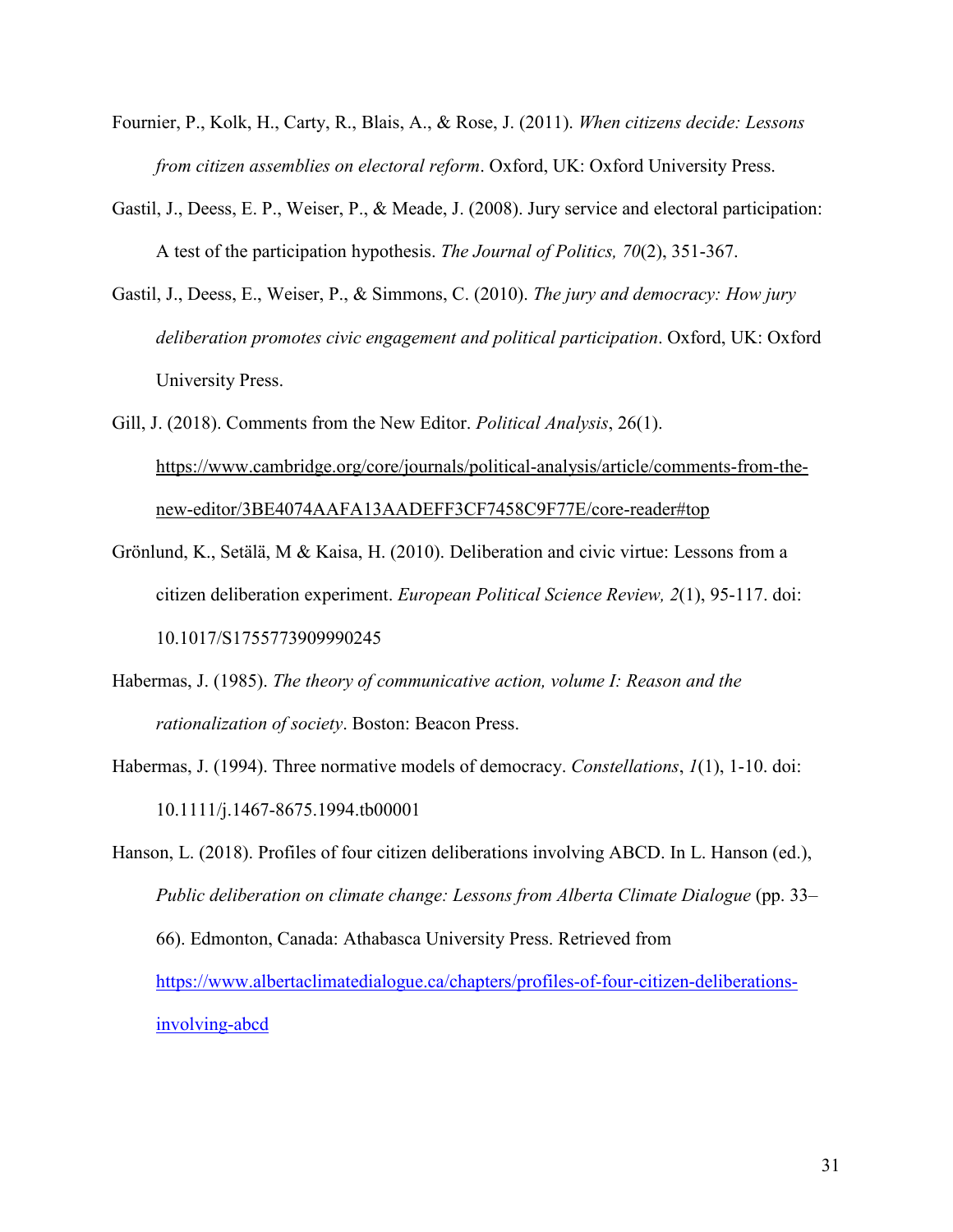Fournier, P., Kolk, H., Carty, R., Blais, A., & Rose, J. (2011). *When citizens decide: Lessons from citizen assemblies on electoral reform*. Oxford, UK: Oxford University Press.

Gastil, J., Deess, E. P., Weiser, P., & Meade, J. (2008). Jury service and electoral participation: A test of the participation hypothesis. *The Journal of Politics, 70*(2), 351-367.

Gastil, J., Deess, E., Weiser, P., & Simmons, C. (2010). *The jury and democracy: How jury deliberation promotes civic engagement and political participation*. Oxford, UK: Oxford University Press.

Gill, J. (2018). Comments from the New Editor. *Political Analysis*, 26(1). https://www.cambridge.org/core/journals/political-analysis/article/comments-from-the-new-editor/3BE4074AAFA13AADEFF3CF7458C9F77E/core-reader#top

Grönlund, K., Setälä, M & Kaisa, H. (2010). Deliberation and civic virtue: Lessons from a citizen deliberation experiment. *European Political Science Review, 2*(1), 95-117. doi: 10.1017/S1755773909990245

Habermas, J. (1985). *The theory of communicative action, volume I: Reason and the rationalization of society*. Boston: Beacon Press.

Habermas, J. (1994). Three normative models of democracy. *Constellations*, *1*(1), 1-10. doi: 10.1111/j.1467-8675.1994.tb00001

Hanson, L. (2018). Profiles of four citizen deliberations involving ABCD. In L. Hanson (ed.), *Public deliberation on climate change: Lessons from Alberta Climate Dialogue* (pp. 33–66). Edmonton, Canada: Athabasca University Press. Retrieved from https://www.albertaclimatedialogue.ca/chapters/profiles-of-four-citizen-deliberations-involving-abcd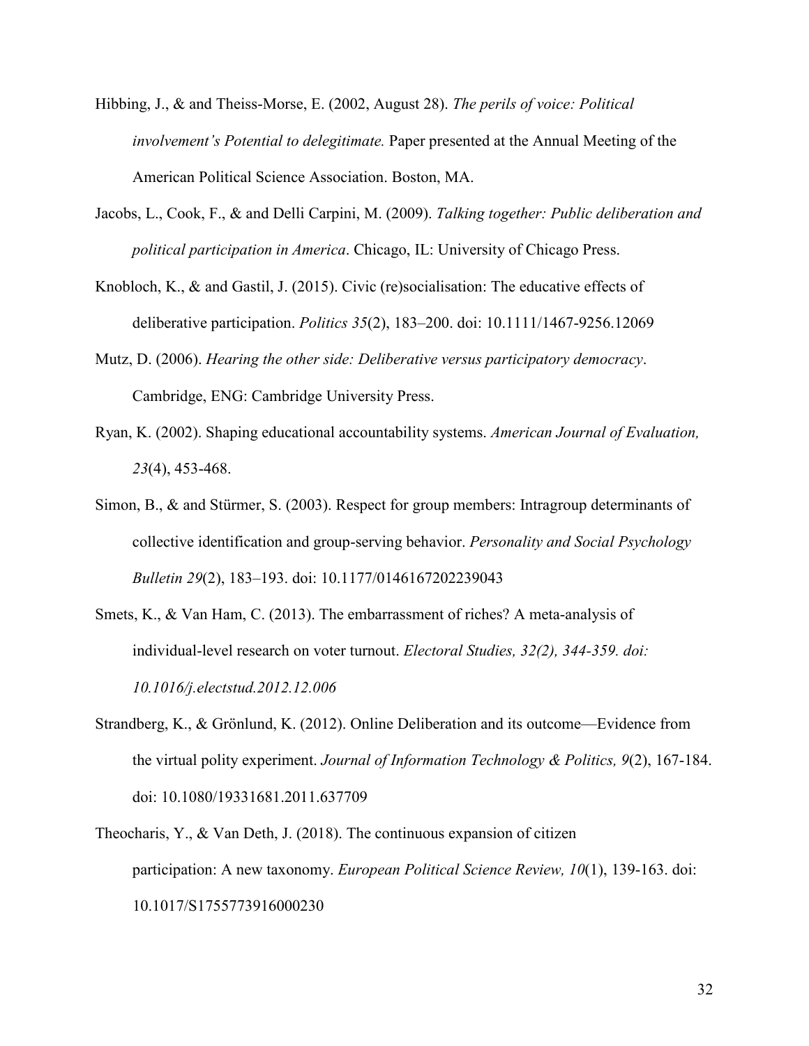Hibbing, J., & and Theiss-Morse, E. (2002, August 28). *The perils of voice: Political involvement's Potential to delegitimate.* Paper presented at the Annual Meeting of the American Political Science Association. Boston, MA.

Jacobs, L., Cook, F., & and Delli Carpini, M. (2009). *Talking together: Public deliberation and political participation in America*. Chicago, IL: University of Chicago Press.

Knobloch, K., & and Gastil, J. (2015). Civic (re)socialisation: The educative effects of deliberative participation. *Politics 35*(2), 183–200. doi: 10.1111/1467-9256.12069

Mutz, D. (2006). *Hearing the other side: Deliberative versus participatory democracy*. Cambridge, ENG: Cambridge University Press.

Ryan, K. (2002). Shaping educational accountability systems. *American Journal of Evaluation, 23*(4), 453-468.

Simon, B., & and Stürmer, S. (2003). Respect for group members: Intragroup determinants of collective identification and group-serving behavior. *Personality and Social Psychology Bulletin 29*(2), 183–193. doi: 10.1177/0146167202239043

Smets, K., & Van Ham, C. (2013). The embarrassment of riches? A meta-analysis of individual-level research on voter turnout. *Electoral Studies, 32(2), 344-359. doi: 10.1016/j.electstud.2012.12.006*

Strandberg, K., & Grönlund, K. (2012). Online Deliberation and its outcome—Evidence from the virtual polity experiment. *Journal of Information Technology & Politics, 9*(2), 167-184. doi: 10.1080/19331681.2011.637709

Theocharis, Y., & Van Deth, J. (2018). The continuous expansion of citizen participation: A new taxonomy. *European Political Science Review, 10*(1), 139-163. doi: 10.1017/S1755773916000230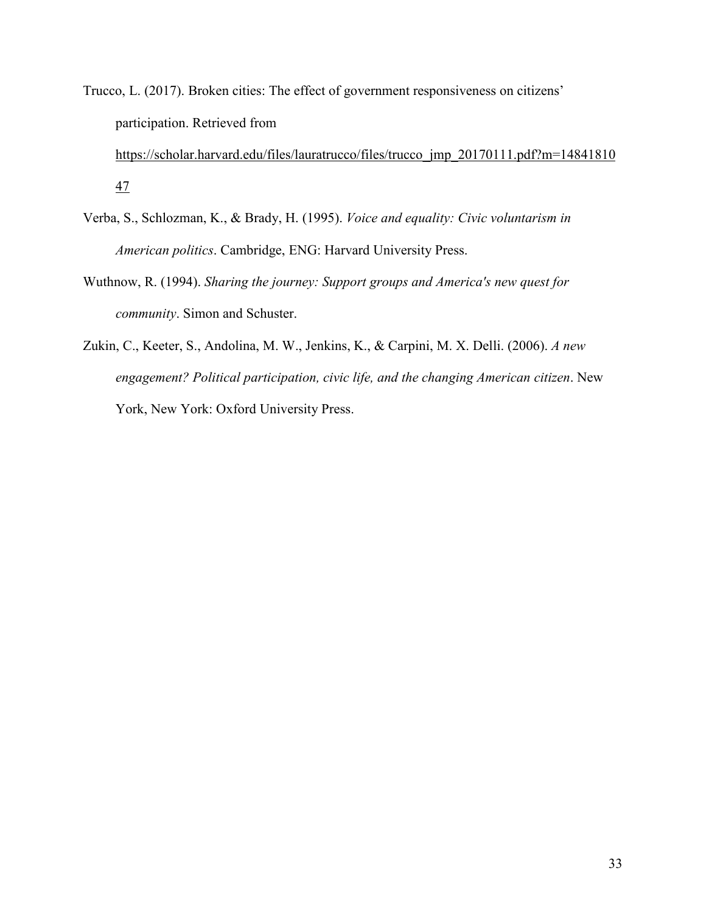Trucco, L. (2017). Broken cities: The effect of government responsiveness on citizens' participation. Retrieved from https://scholar.harvard.edu/files/lauratrucco/files/trucco_jmp_20170111.pdf?m=1484181047

Verba, S., Schlozman, K., & Brady, H. (1995). *Voice and equality: Civic voluntarism in American politics*. Cambridge, ENG: Harvard University Press.

Wuthnow, R. (1994). *Sharing the journey: Support groups and America's new quest for community*. Simon and Schuster.

Zukin, C., Keeter, S., Andolina, M. W., Jenkins, K., & Carpini, M. X. Delli. (2006). *A new engagement? Political participation, civic life, and the changing American citizen*. New York, New York: Oxford University Press.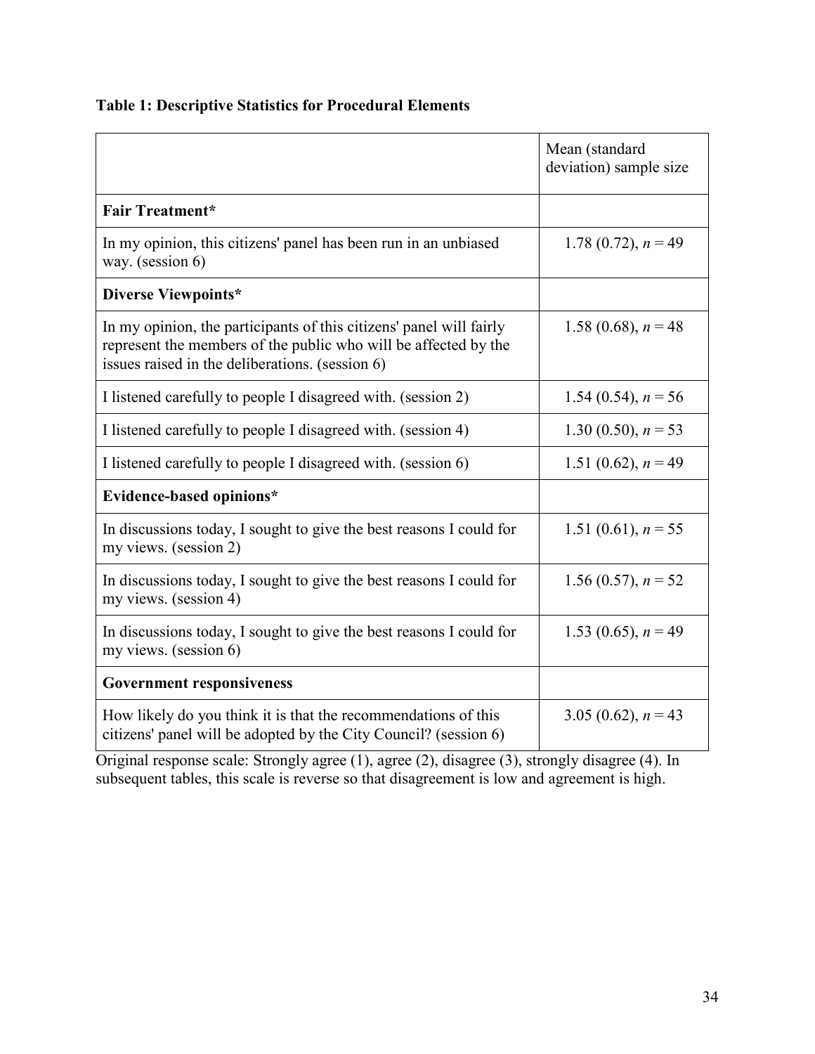**Table 1: Descriptive Statistics for Procedural Elements**

| | Mean (standard deviation) sample size |
|---|---|
| **Fair Treatment*** | |
| In my opinion, this citizens' panel has been run in an unbiased way. (session 6) | 1.78 (0.72), *n* = 49 |
| **Diverse Viewpoints*** | |
| In my opinion, the participants of this citizens' panel will fairly represent the members of the public who will be affected by the issues raised in the deliberations. (session 6) | 1.58 (0.68), *n* = 48 |
| I listened carefully to people I disagreed with. (session 2) | 1.54 (0.54), *n* = 56 |
| I listened carefully to people I disagreed with. (session 4) | 1.30 (0.50), *n* = 53 |
| I listened carefully to people I disagreed with. (session 6) | 1.51 (0.62), *n* = 49 |
| **Evidence-based opinions*** | |
| In discussions today, I sought to give the best reasons I could for my views. (session 2) | 1.51 (0.61), *n* = 55 |
| In discussions today, I sought to give the best reasons I could for my views. (session 4) | 1.56 (0.57), *n* = 52 |
| In discussions today, I sought to give the best reasons I could for my views. (session 6) | 1.53 (0.65), *n* = 49 |
| **Government responsiveness** | |
| How likely do you think it is that the recommendations of this citizens' panel will be adopted by the City Council? (session 6) | 3.05 (0.62), *n* = 43 |

Original response scale: Strongly agree (1), agree (2), disagree (3), strongly disagree (4). In subsequent tables, this scale is reverse so that disagreement is low and agreement is high.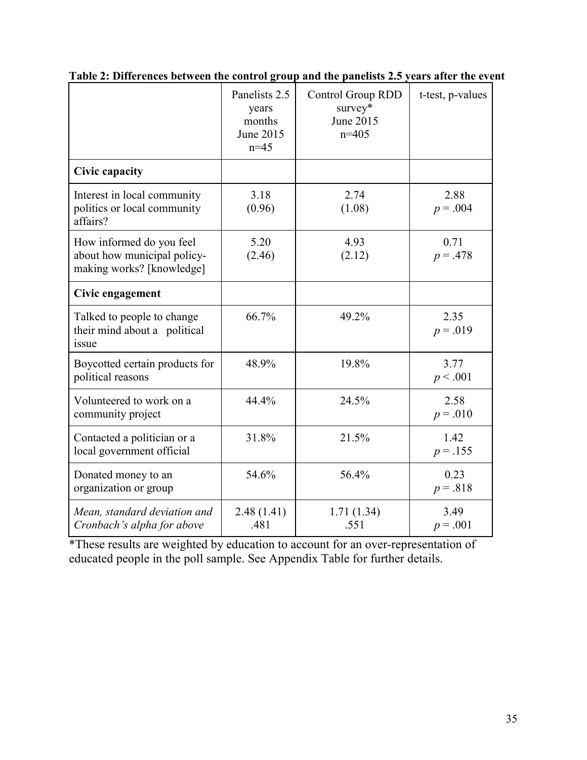**Table 2: Differences between the control group and the panelists 2.5 years after the event**

| | Panelists 2.5 years months June 2015 n=45 | Control Group RDD survey* June 2015 n=405 | t-test, p-values |
|---|---|---|---|
| **Civic capacity** | | | |
| Interest in local community politics or local community affairs? | 3.18 (0.96) | 2.74 (1.08) | 2.88 $p = .004$ |
| How informed do you feel about how municipal policy-making works? [knowledge] | 5.20 (2.46) | 4.93 (2.12) | 0.71 $p = .478$ |
| **Civic engagement** | | | |
| Talked to people to change their mind about a political issue | 66.7% | 49.2% | 2.35 $p = .019$ |
| Boycotted certain products for political reasons | 48.9% | 19.8% | 3.77 $p < .001$ |
| Volunteered to work on a community project | 44.4% | 24.5% | 2.58 $p = .010$ |
| Contacted a politician or a local government official | 31.8% | 21.5% | 1.42 $p = .155$ |
| Donated money to an organization or group | 54.6% | 56.4% | 0.23 $p = .818$ |
| *Mean, standard deviation and Cronbach's alpha for above* | 2.48 (1.41) .481 | 1.71 (1.34) .551 | 3.49 $p = .001$ |

*These results are weighted by education to account for an over-representation of educated people in the poll sample. See Appendix Table for further details.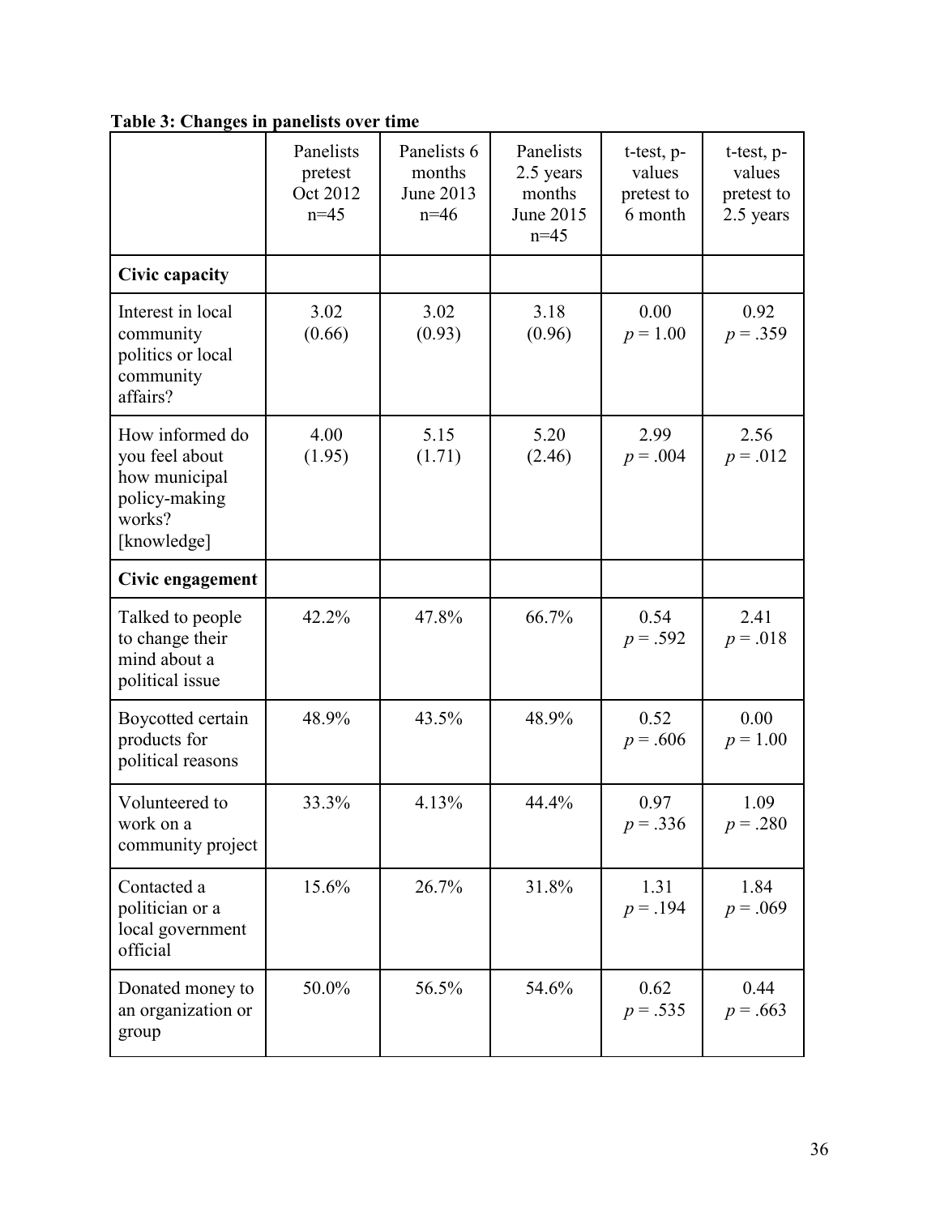**Table 3: Changes in panelists over time**

| | Panelists pretest Oct 2012 n=45 | Panelists 6 months June 2013 n=46 | Panelists 2.5 years months June 2015 n=45 | t-test, p-values pretest to 6 month | t-test, p-values pretest to 2.5 years |
|---|---|---|---|---|---|
| **Civic capacity** | | | | | |
| Interest in local community politics or local community affairs? | 3.02 (0.66) | 3.02 (0.93) | 3.18 (0.96) | 0.00 $p = 1.00$ | 0.92 $p = .359$ |
| How informed do you feel about how municipal policy-making works? [knowledge] | 4.00 (1.95) | 5.15 (1.71) | 5.20 (2.46) | 2.99 $p = .004$ | 2.56 $p = .012$ |
| **Civic engagement** | | | | | |
| Talked to people to change their mind about a political issue | 42.2% | 47.8% | 66.7% | 0.54 $p = .592$ | 2.41 $p = .018$ |
| Boycotted certain products for political reasons | 48.9% | 43.5% | 48.9% | 0.52 $p = .606$ | 0.00 $p = 1.00$ |
| Volunteered to work on a community project | 33.3% | 4.13% | 44.4% | 0.97 $p = .336$ | 1.09 $p = .280$ |
| Contacted a politician or a local government official | 15.6% | 26.7% | 31.8% | 1.31 $p = .194$ | 1.84 $p = .069$ |
| Donated money to an organization or group | 50.0% | 56.5% | 54.6% | 0.62 $p = .535$ | 0.44 $p = .663$ |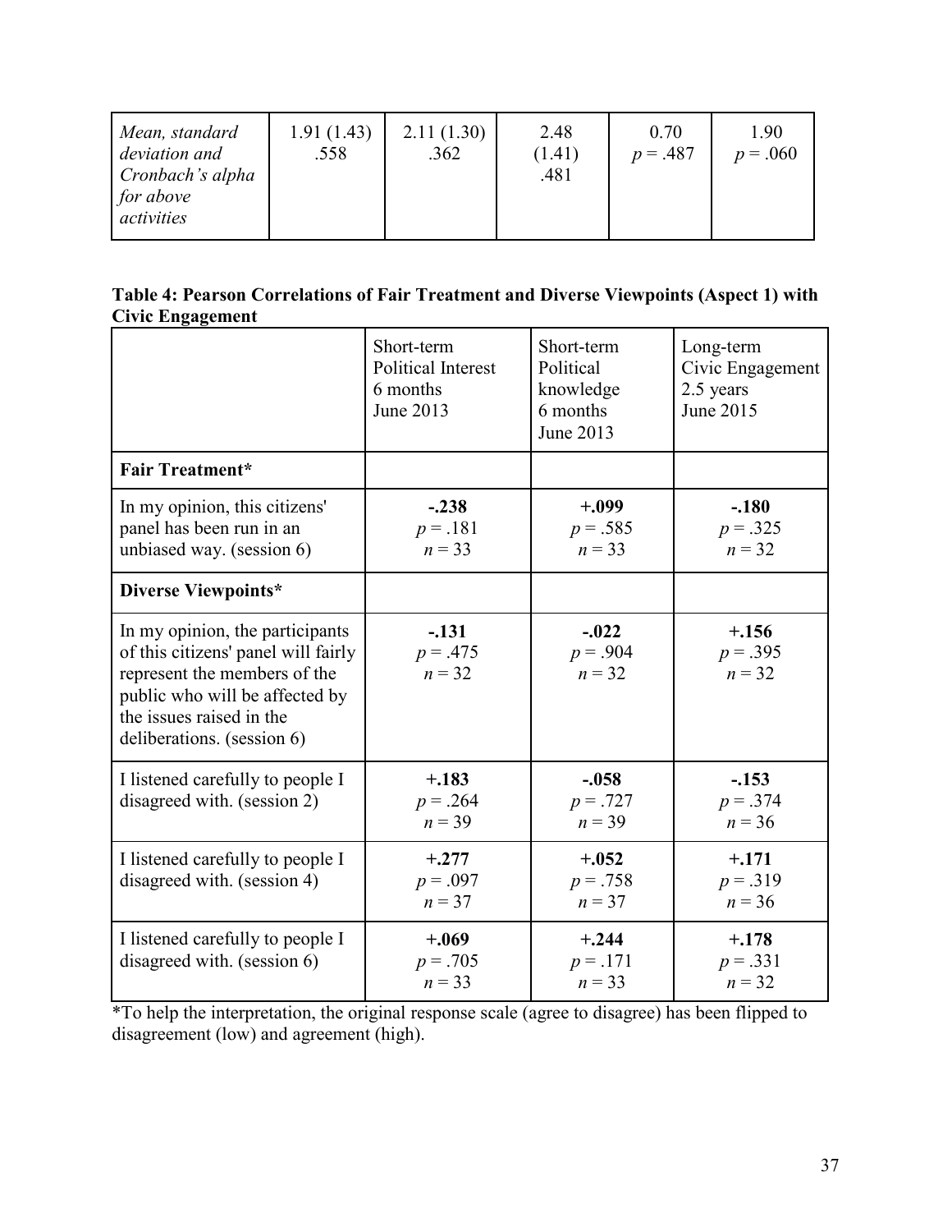| *Mean, standard deviation and Cronbach's alpha for above activities* | 1.91 (1.43) .558 | 2.11 (1.30) .362 | 2.48 (1.41) .481 | 0.70 $p = .487$ | 1.90 $p = .060$ |
|---|---|---|---|---|---|

**Table 4: Pearson Correlations of Fair Treatment and Diverse Viewpoints (Aspect 1) with Civic Engagement**

| | Short-term Political Interest 6 months June 2013 | Short-term Political knowledge 6 months June 2013 | Long-term Civic Engagement 2.5 years June 2015 |
|---|---|---|---|
| **Fair Treatment*** | | | |
| In my opinion, this citizens' panel has been run in an unbiased way. (session 6) | **-.238** $p = .181$ $n = 33$ | **+.099** $p = .585$ $n = 33$ | **-.180** $p = .325$ $n = 32$ |
| **Diverse Viewpoints*** | | | |
| In my opinion, the participants of this citizens' panel will fairly represent the members of the public who will be affected by the issues raised in the deliberations. (session 6) | **-.131** $p = .475$ $n = 32$ | **-.022** $p = .904$ $n = 32$ | **+.156** $p = .395$ $n = 32$ |
| I listened carefully to people I disagreed with. (session 2) | **+.183** $p = .264$ $n = 39$ | **-.058** $p = .727$ $n = 39$ | **-.153** $p = .374$ $n = 36$ |
| I listened carefully to people I disagreed with. (session 4) | **+.277** $p = .097$ $n = 37$ | **+.052** $p = .758$ $n = 37$ | **+.171** $p = .319$ $n = 36$ |
| I listened carefully to people I disagreed with. (session 6) | **+.069** $p = .705$ $n = 33$ | **+.244** $p = .171$ $n = 33$ | **+.178** $p = .331$ $n = 32$ |

*To help the interpretation, the original response scale (agree to disagree) has been flipped to disagreement (low) and agreement (high).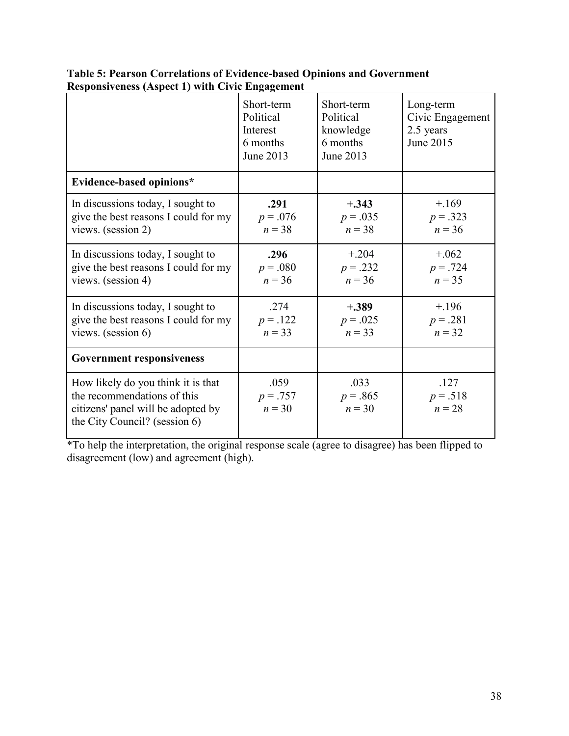**Table 5: Pearson Correlations of Evidence-based Opinions and Government Responsiveness (Aspect 1) with Civic Engagement**

| | Short-term Political Interest 6 months June 2013 | Short-term Political knowledge 6 months June 2013 | Long-term Civic Engagement 2.5 years June 2015 |
|---|---|---|---|
| **Evidence-based opinions*** | | | |
| In discussions today, I sought to give the best reasons I could for my views. (session 2) | **.291** $p = .076$ $n = 38$ | **+.343** $p = .035$ $n = 38$ | +.169 $p = .323$ $n = 36$ |
| In discussions today, I sought to give the best reasons I could for my views. (session 4) | **.296** $p = .080$ $n = 36$ | +.204 $p = .232$ $n = 36$ | +.062 $p = .724$ $n = 35$ |
| In discussions today, I sought to give the best reasons I could for my views. (session 6) | .274 $p = .122$ $n = 33$ | **+.389** $p = .025$ $n = 33$ | +.196 $p = .281$ $n = 32$ |
| **Government responsiveness** | | | |
| How likely do you think it is that the recommendations of this citizens' panel will be adopted by the City Council? (session 6) | .059 $p = .757$ $n = 30$ | .033 $p = .865$ $n = 30$ | .127 $p = .518$ $n = 28$ |

*To help the interpretation, the original response scale (agree to disagree) has been flipped to disagreement (low) and agreement (high).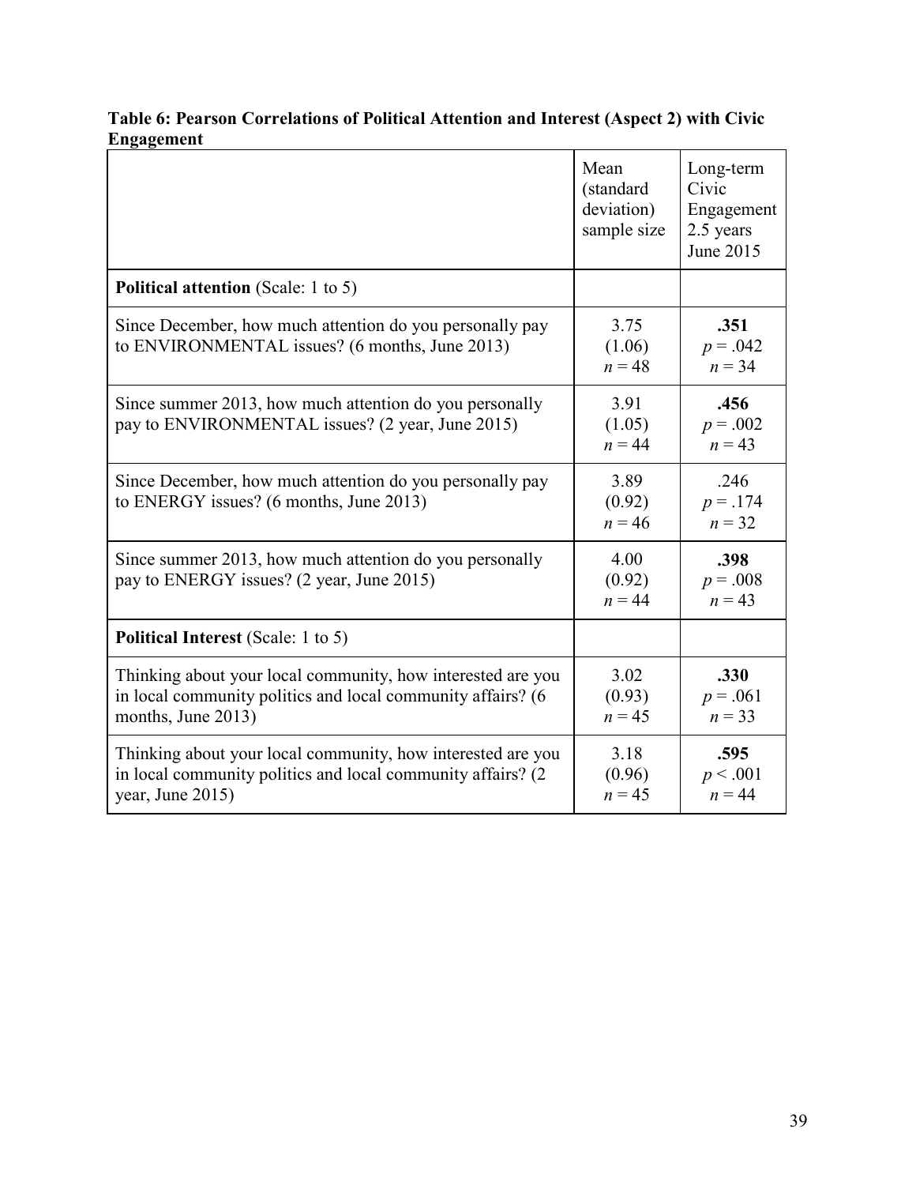**Table 6: Pearson Correlations of Political Attention and Interest (Aspect 2) with Civic Engagement**

| | Mean (standard deviation) sample size | Long-term Civic Engagement 2.5 years June 2015 |
|---|---|---|
| **Political attention** (Scale: 1 to 5) | | |
| Since December, how much attention do you personally pay to ENVIRONMENTAL issues? (6 months, June 2013) | 3.75 (1.06) $n = 48$ | **.351** $p = .042$ $n = 34$ |
| Since summer 2013, how much attention do you personally pay to ENVIRONMENTAL issues? (2 year, June 2015) | 3.91 (1.05) $n = 44$ | **.456** $p = .002$ $n = 43$ |
| Since December, how much attention do you personally pay to ENERGY issues? (6 months, June 2013) | 3.89 (0.92) $n = 46$ | .246 $p = .174$ $n = 32$ |
| Since summer 2013, how much attention do you personally pay to ENERGY issues? (2 year, June 2015) | 4.00 (0.92) $n = 44$ | **.398** $p = .008$ $n = 43$ |
| **Political Interest** (Scale: 1 to 5) | | |
| Thinking about your local community, how interested are you in local community politics and local community affairs? (6 months, June 2013) | 3.02 (0.93) $n = 45$ | **.330** $p = .061$ $n = 33$ |
| Thinking about your local community, how interested are you in local community politics and local community affairs? (2 year, June 2015) | 3.18 (0.96) $n = 45$ | **.595** $p < .001$ $n = 44$ |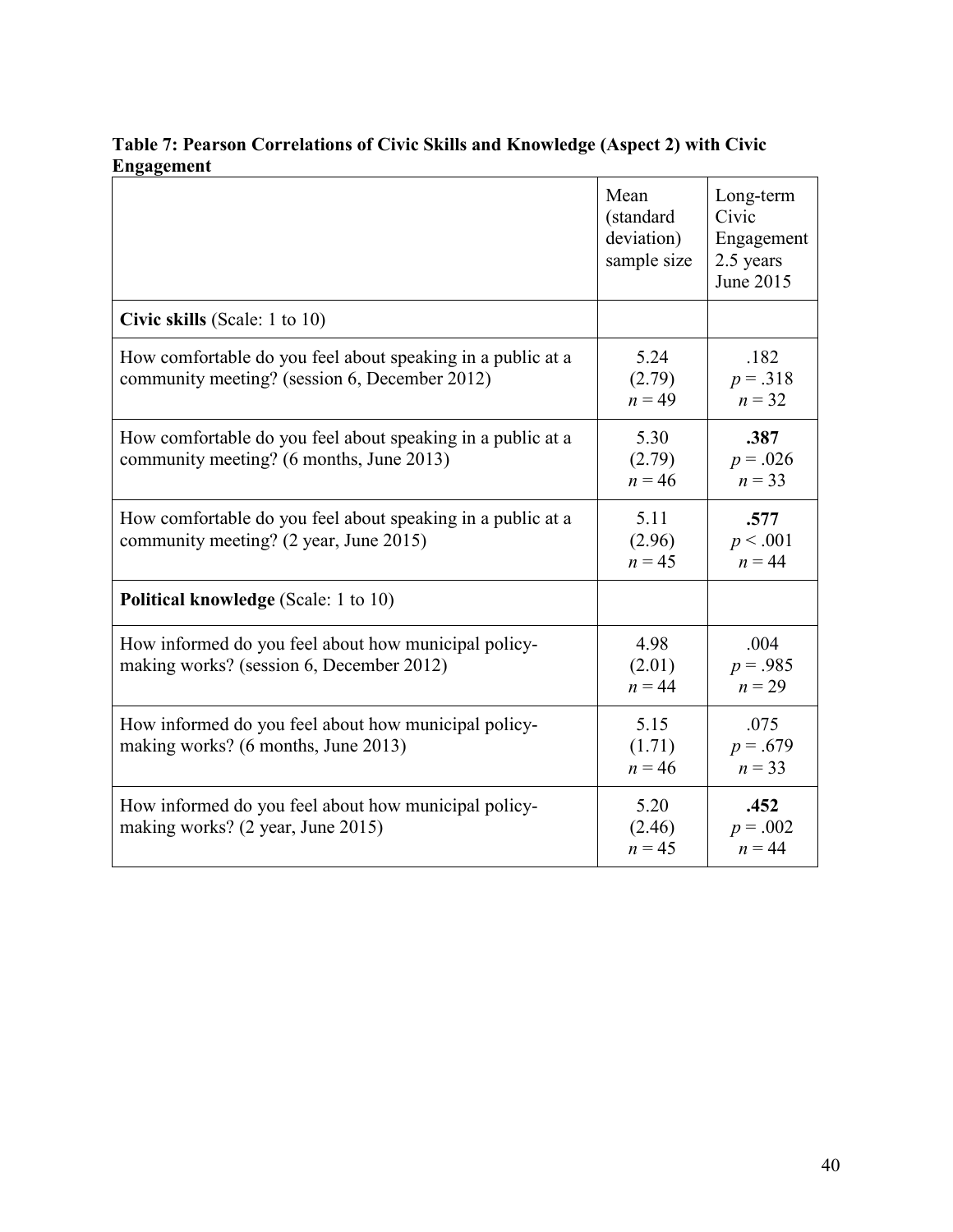**Table 7: Pearson Correlations of Civic Skills and Knowledge (Aspect 2) with Civic Engagement**

| | Mean (standard deviation) sample size | Long-term Civic Engagement 2.5 years June 2015 |
|---|---|---|
| **Civic skills** (Scale: 1 to 10) | | |
| How comfortable do you feel about speaking in a public at a community meeting? (session 6, December 2012) | 5.24 (2.79) $n = 49$ | .182 $p = .318$ $n = 32$ |
| How comfortable do you feel about speaking in a public at a community meeting? (6 months, June 2013) | 5.30 (2.79) $n = 46$ | **.387** $p = .026$ $n = 33$ |
| How comfortable do you feel about speaking in a public at a community meeting? (2 year, June 2015) | 5.11 (2.96) $n = 45$ | **.577** $p < .001$ $n = 44$ |
| **Political knowledge** (Scale: 1 to 10) | | |
| How informed do you feel about how municipal policy-making works? (session 6, December 2012) | 4.98 (2.01) $n = 44$ | .004 $p = .985$ $n = 29$ |
| How informed do you feel about how municipal policy-making works? (6 months, June 2013) | 5.15 (1.71) $n = 46$ | .075 $p = .679$ $n = 33$ |
| How informed do you feel about how municipal policy-making works? (2 year, June 2015) | 5.20 (2.46) $n = 45$ | **.452** $p = .002$ $n = 44$ |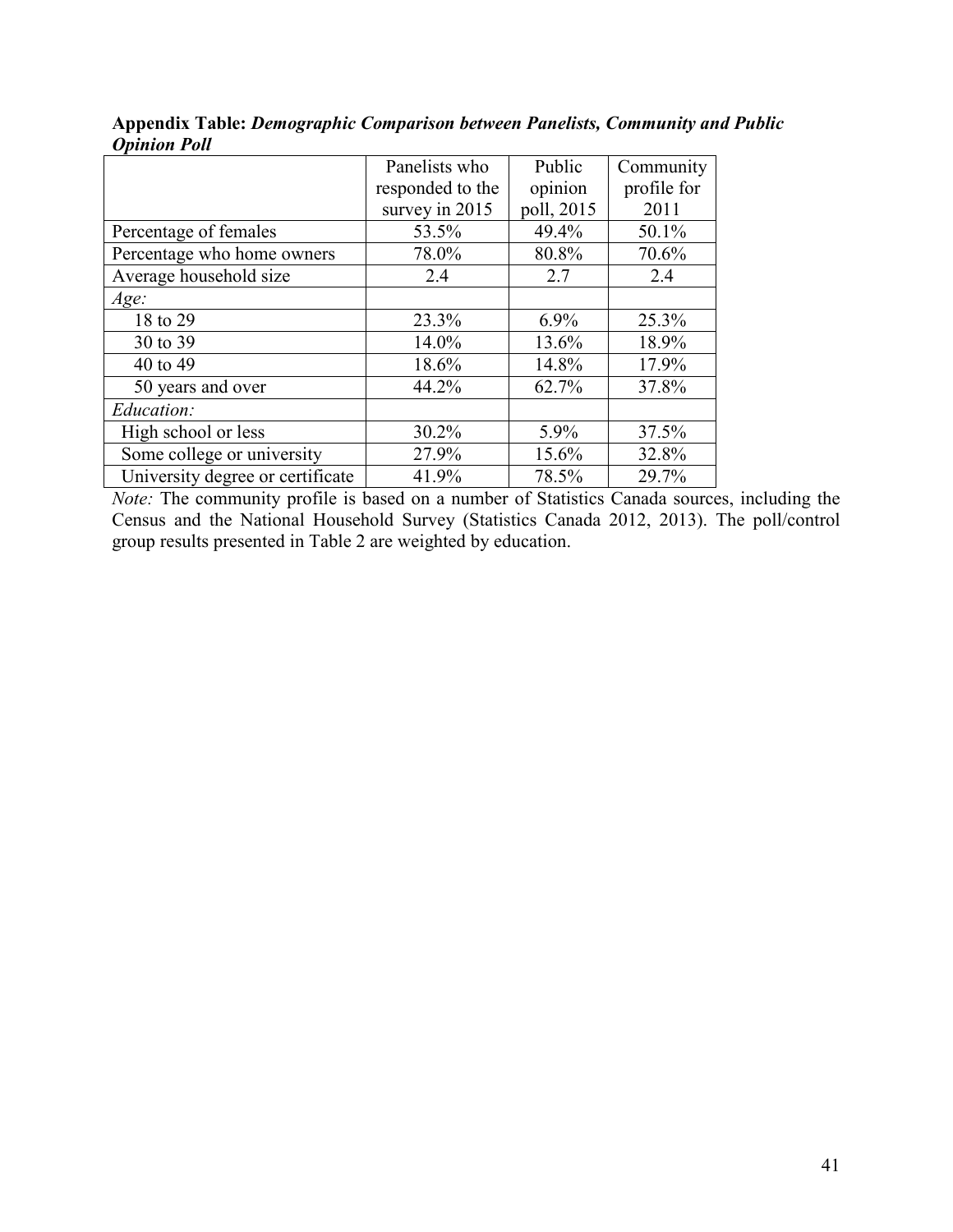**Appendix Table:** ***Demographic Comparison between Panelists, Community and Public Opinion Poll***

| | Panelists who responded to the survey in 2015 | Public opinion poll, 2015 | Community profile for 2011 |
|---|---|---|---|
| Percentage of females | 53.5% | 49.4% | 50.1% |
| Percentage who home owners | 78.0% | 80.8% | 70.6% |
| Average household size | 2.4 | 2.7 | 2.4 |
| *Age:* | | | |
| 18 to 29 | 23.3% | 6.9% | 25.3% |
| 30 to 39 | 14.0% | 13.6% | 18.9% |
| 40 to 49 | 18.6% | 14.8% | 17.9% |
| 50 years and over | 44.2% | 62.7% | 37.8% |
| *Education:* | | | |
| High school or less | 30.2% | 5.9% | 37.5% |
| Some college or university | 27.9% | 15.6% | 32.8% |
| University degree or certificate | 41.9% | 78.5% | 29.7% |

*Note:* The community profile is based on a number of Statistics Canada sources, including the Census and the National Household Survey (Statistics Canada 2012, 2013). The poll/control group results presented in Table 2 are weighted by education.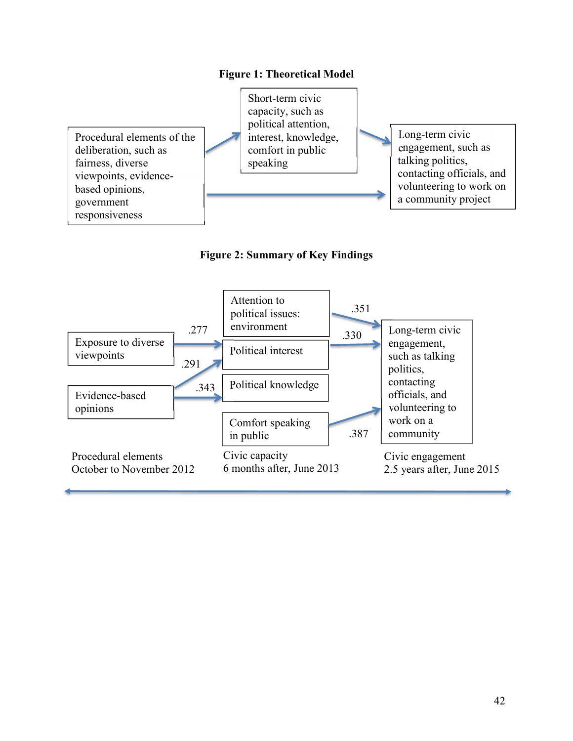**Figure 1: Theoretical Model**

Procedural elements of the deliberation, such as fairness, diverse viewpoints, evidence-based opinions, government responsiveness

Short-term civic capacity, such as political attention, interest, knowledge, comfort in public speaking

Long-term civic engagement, such as talking politics, contacting officials, and volunteering to work on a community project

**Figure 2: Summary of Key Findings**

Exposure to diverse viewpoints

Evidence-based opinions

.277

.291

.343

Attention to political issues: environment

Political interest

Political knowledge

Comfort speaking in public

.351

.330

.387

Long-term civic engagement, such as talking politics, contacting officials, and volunteering to work on a community

Procedural elements
October to November 2012

Civic capacity
6 months after, June 2013

Civic engagement
2.5 years after, June 2015